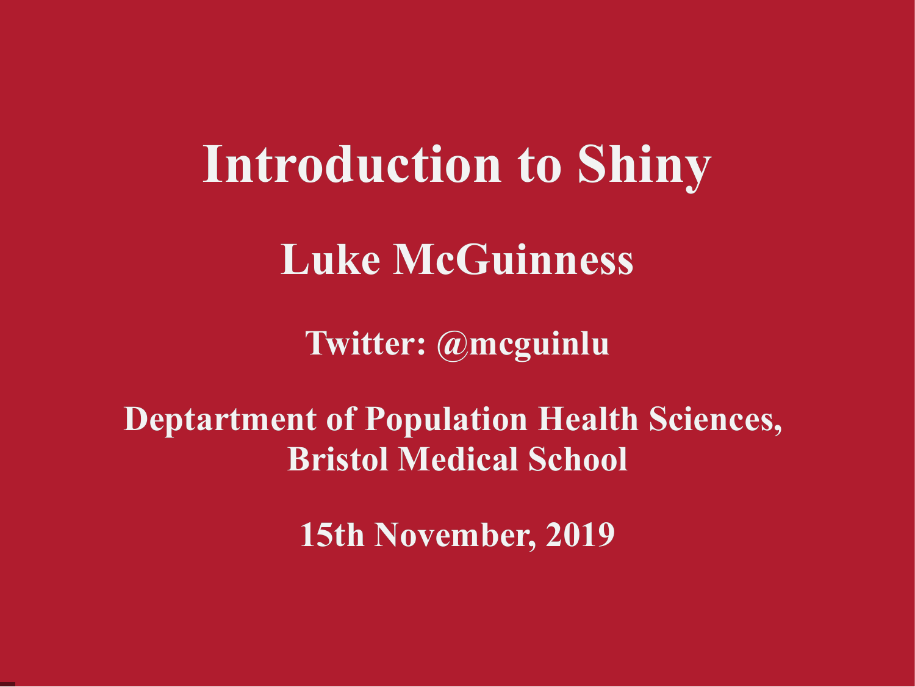# Introduction to Shiny

## Luke McGuinness

**Twitter: @mcguinlu**

**Deptartment of Population Health Sciences, Bristol Medical School**

**15th November, 2019**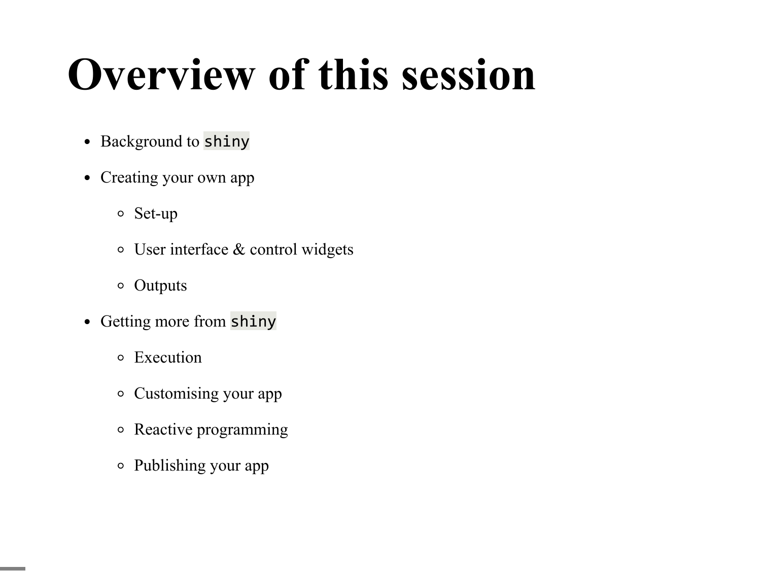# Overview of this session

- Background to `shiny`
- Creating your own app
  - Set-up
  - User interface & control widgets
  - Outputs
- Getting more from `shiny`
  - Execution
  - Customising your app
  - Reactive programming
  - Publishing your app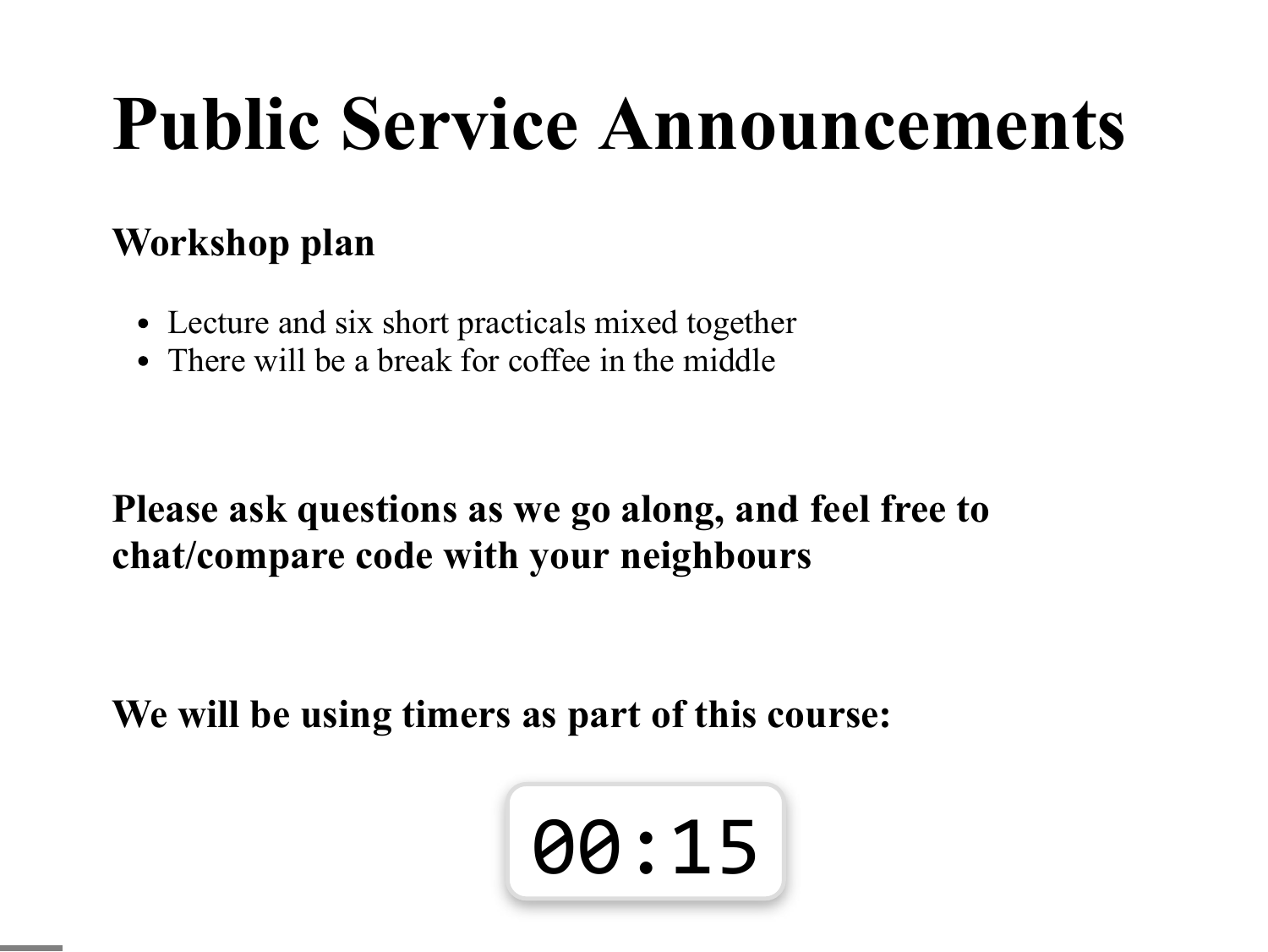# Public Service Announcements

### Workshop plan

- Lecture and six short practicals mixed together
- There will be a break for coffee in the middle

### Please ask questions as we go along, and feel free to chat/compare code with your neighbours

### We will be using timers as part of this course:

00:15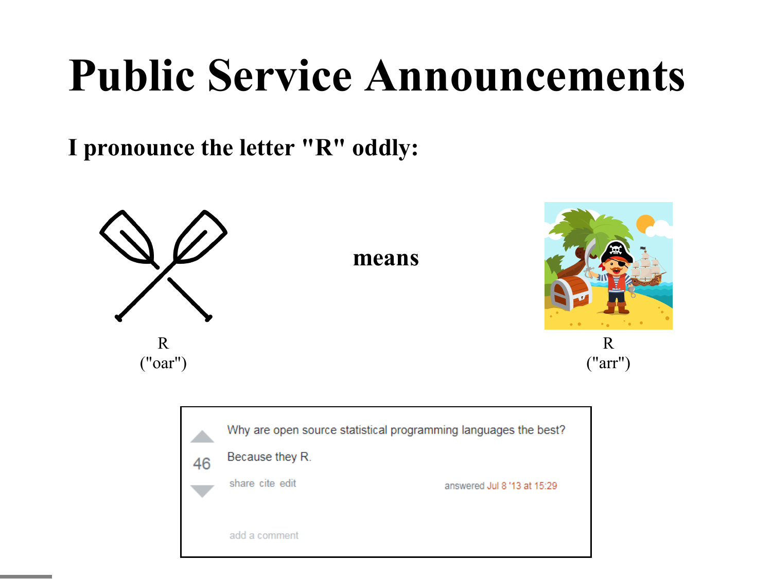# Public Service Announcements

## I pronounce the letter "R" oddly:

R
("oar")

**means**

R
("arr")

Why are open source statistical programming languages the best?

Because they R.

46

share cite edit

answered Jul 8 '13 at 15:29

add a comment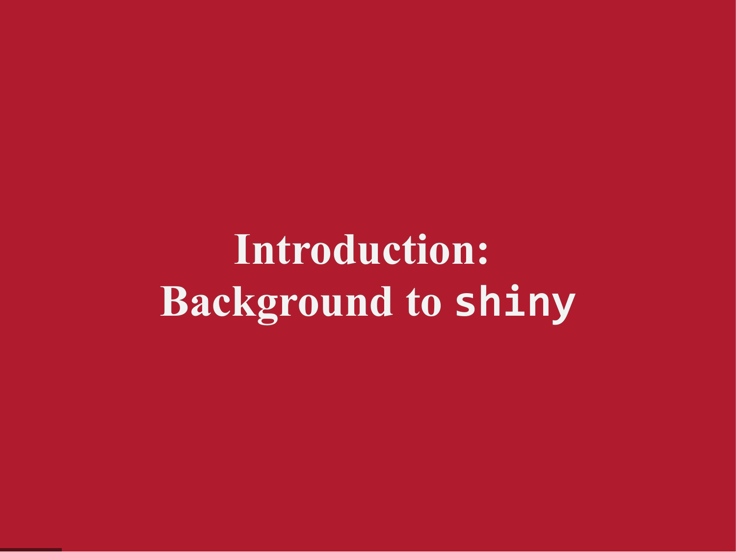# Introduction: Background to `shiny`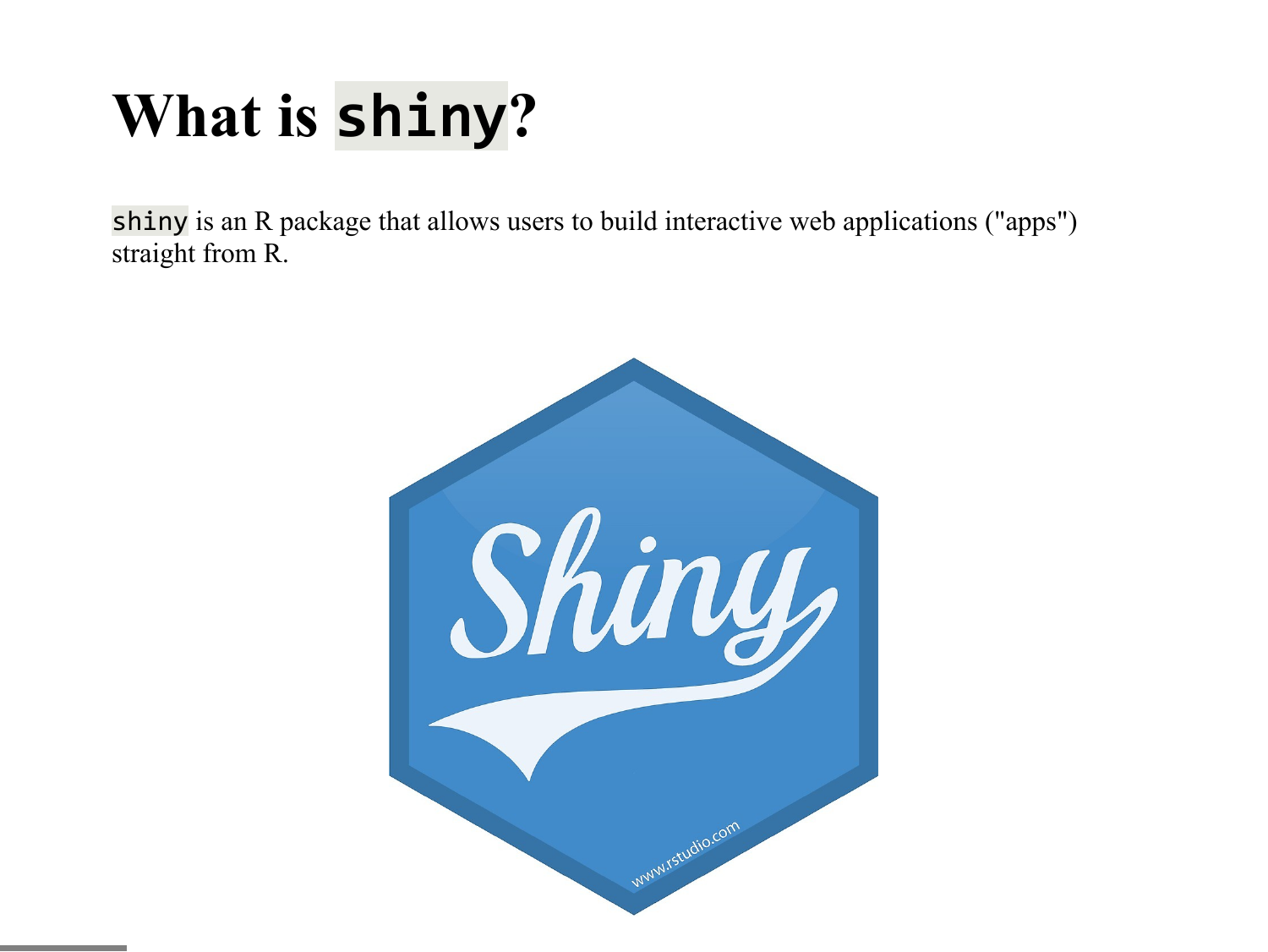# What is `shiny`?

`shiny` is an R package that allows users to build interactive web applications ("apps") straight from R.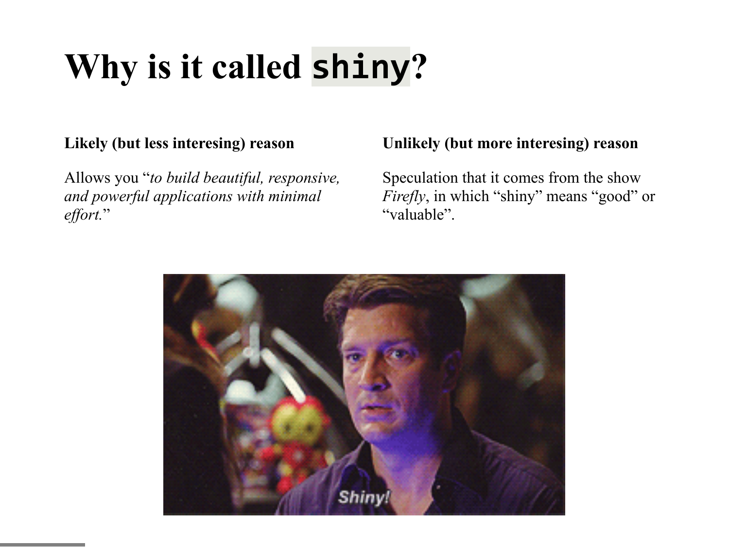# Why is it called `shiny`?

**Likely (but less interesing) reason**

Allows you "*to build beautiful, responsive, and powerful applications with minimal effort.*"

**Unlikely (but more interesing) reason**

Speculation that it comes from the show *Firefly*, in which "shiny" means "good" or "valuable".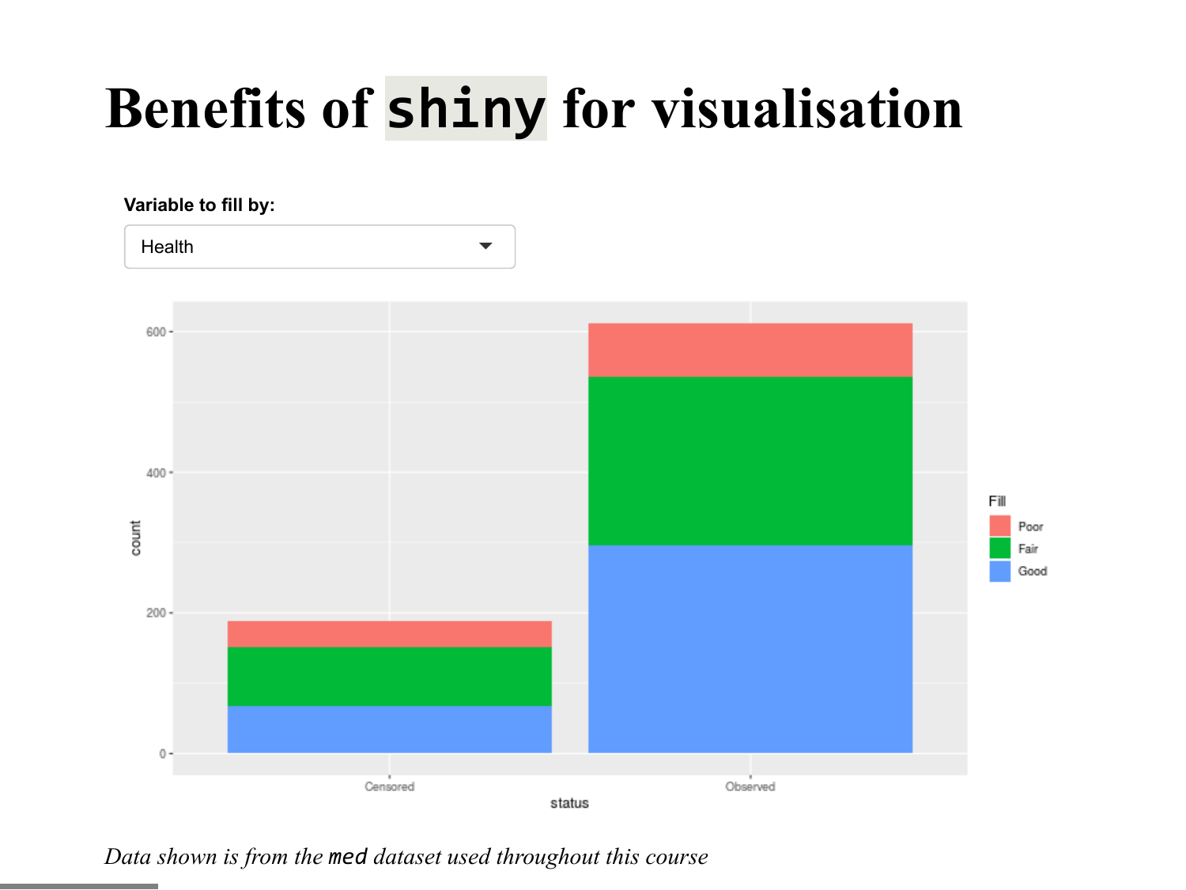# Benefits of `shiny` for visualisation

**Variable to fill by:**

Health

600
400
200
0
count
Censored
Observed
status
Fill
Poor
Fair
Good

*Data shown is from the `med` dataset used throughout this course*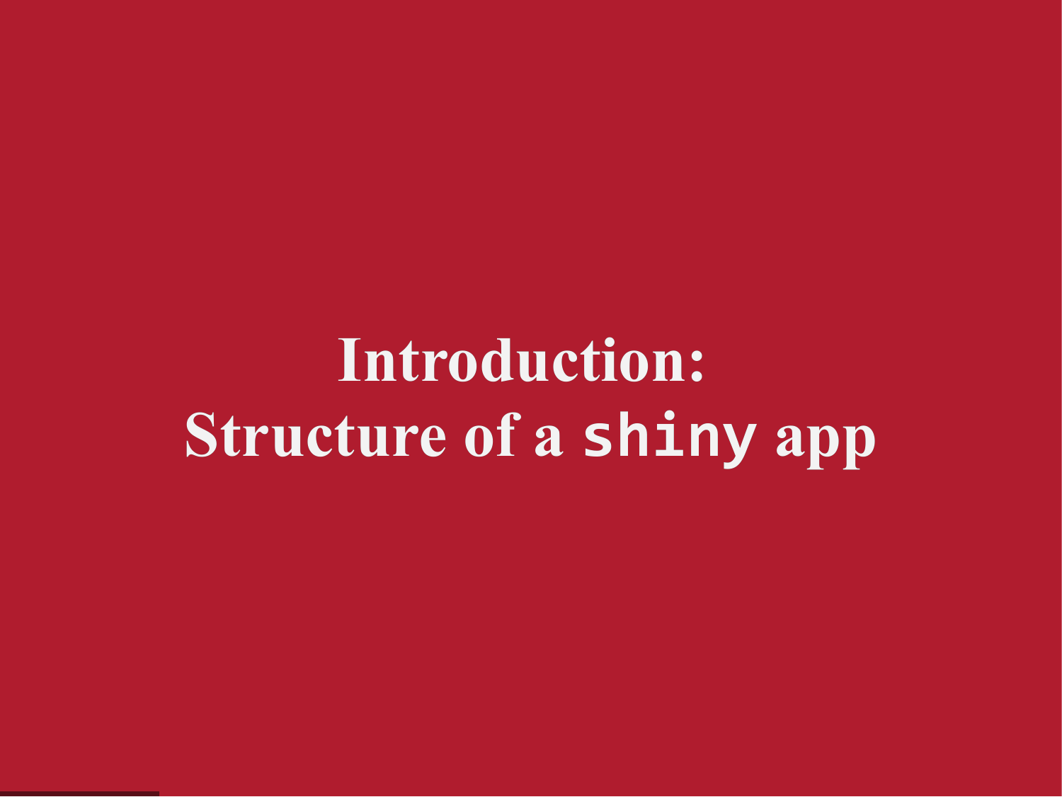# Introduction:
# Structure of a `shiny` app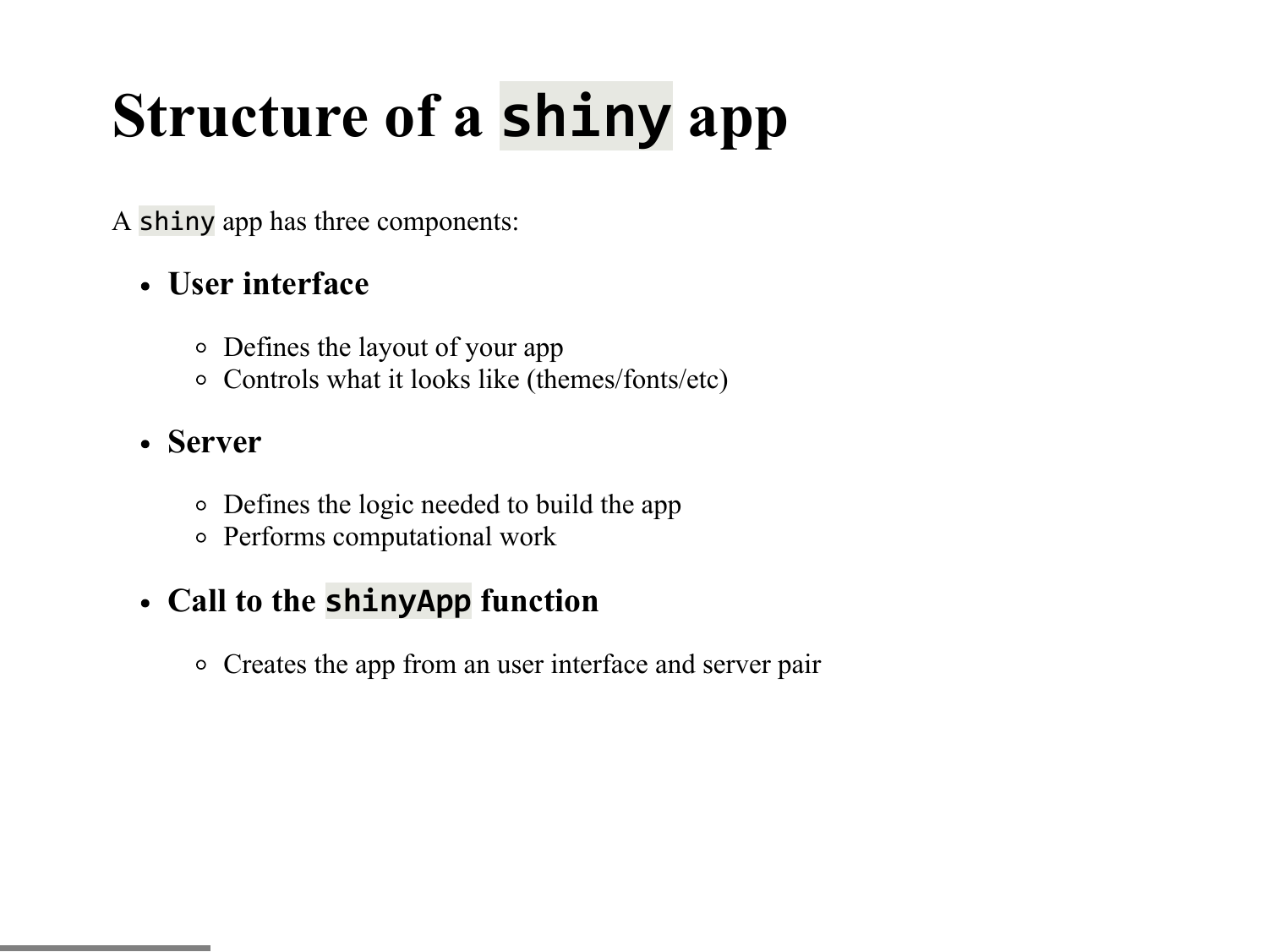# Structure of a `shiny` app

A `shiny` app has three components:

- **User interface**
  - Defines the layout of your app
  - Controls what it looks like (themes/fonts/etc)
- **Server**
  - Defines the logic needed to build the app
  - Performs computational work
- **Call to the `shinyApp` function**
  - Creates the app from an user interface and server pair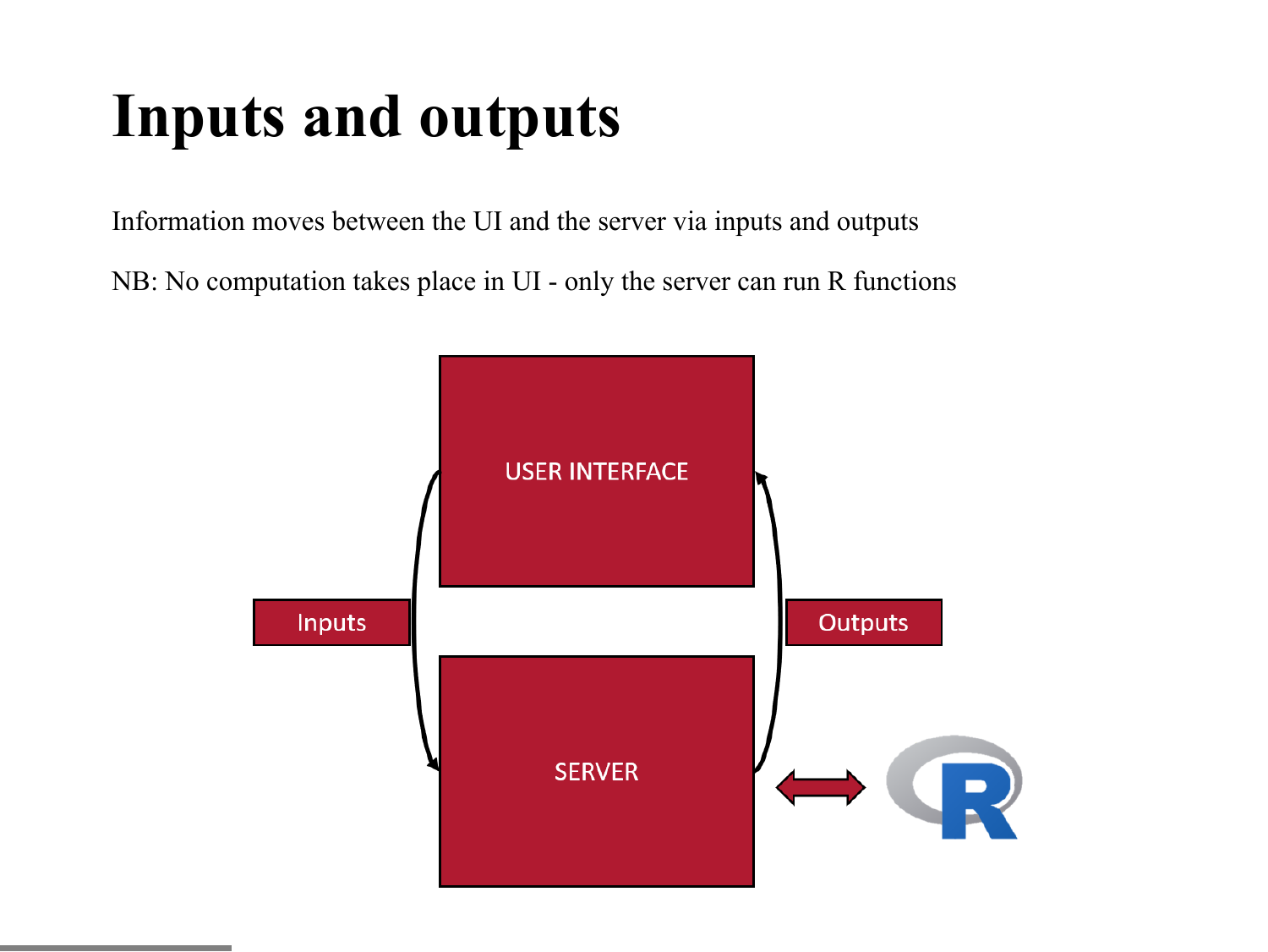# Inputs and outputs

Information moves between the UI and the server via inputs and outputs

NB: No computation takes place in UI - only the server can run R functions

USER INTERFACE

Inputs

Outputs

SERVER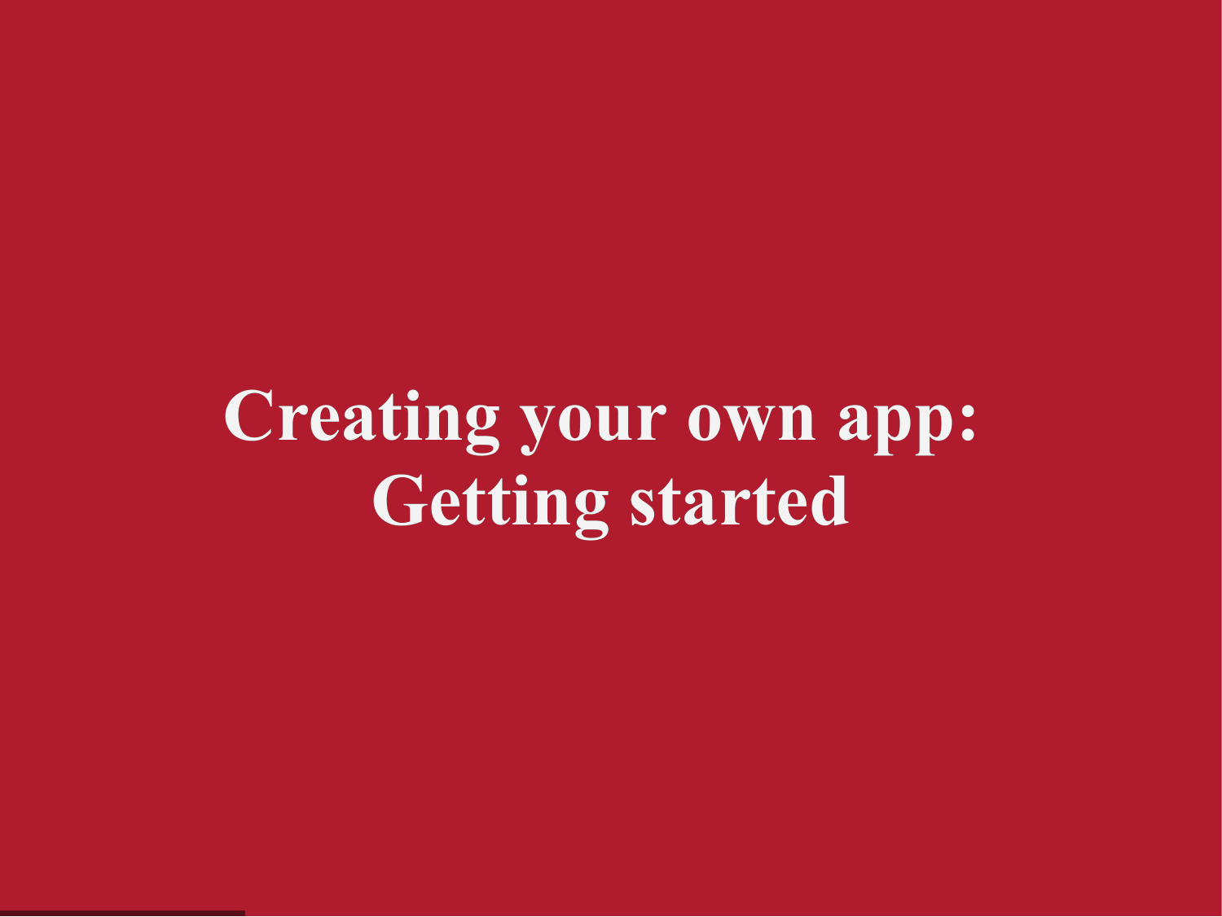# Creating your own app: Getting started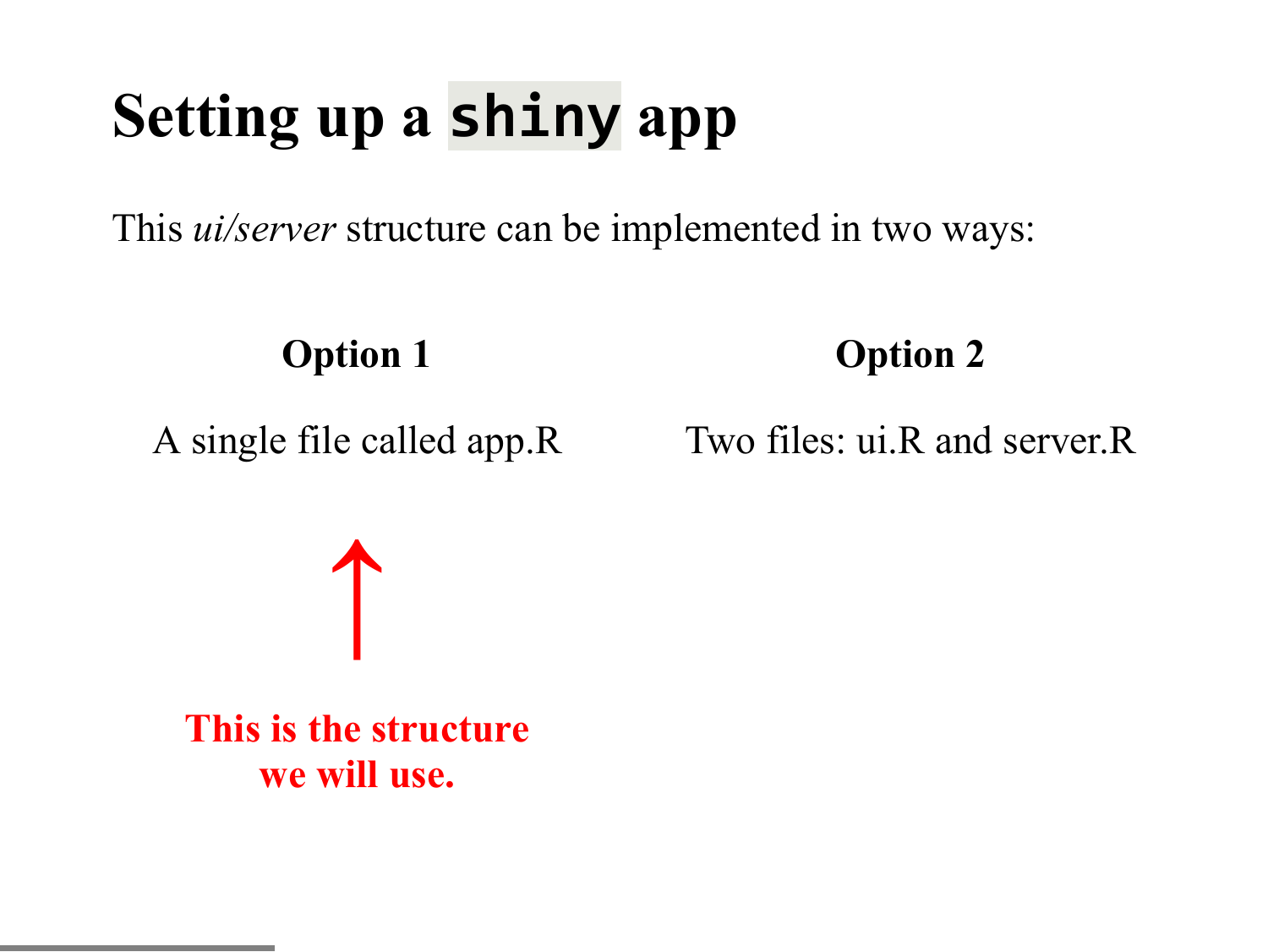# Setting up a `shiny` app

This *ui/server* structure can be implemented in two ways:

**Option 1**

A single file called app.R

↑

**This is the structure we will use.**

**Option 2**

Two files: ui.R and server.R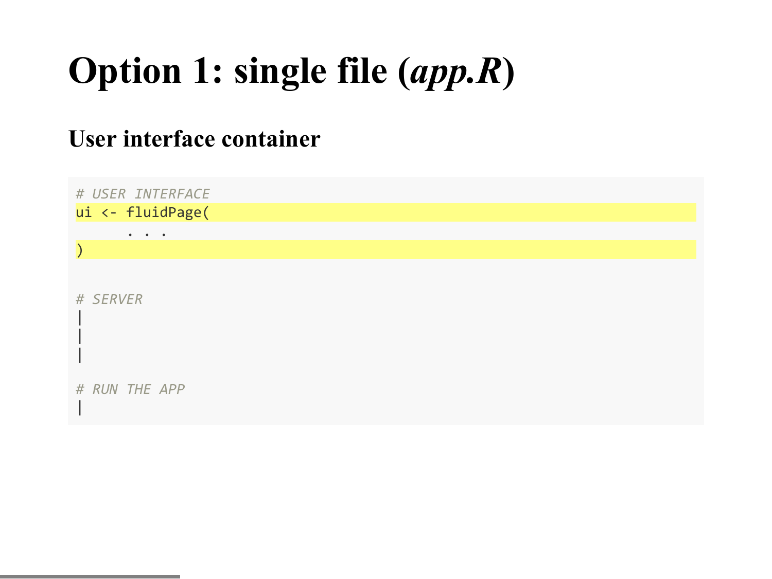# Option 1: single file (*app.R*)

## User interface container

```
# USER INTERFACE
ui <- fluidPage(
      . . .
)


# SERVER
|
|
|

# RUN THE APP
|
```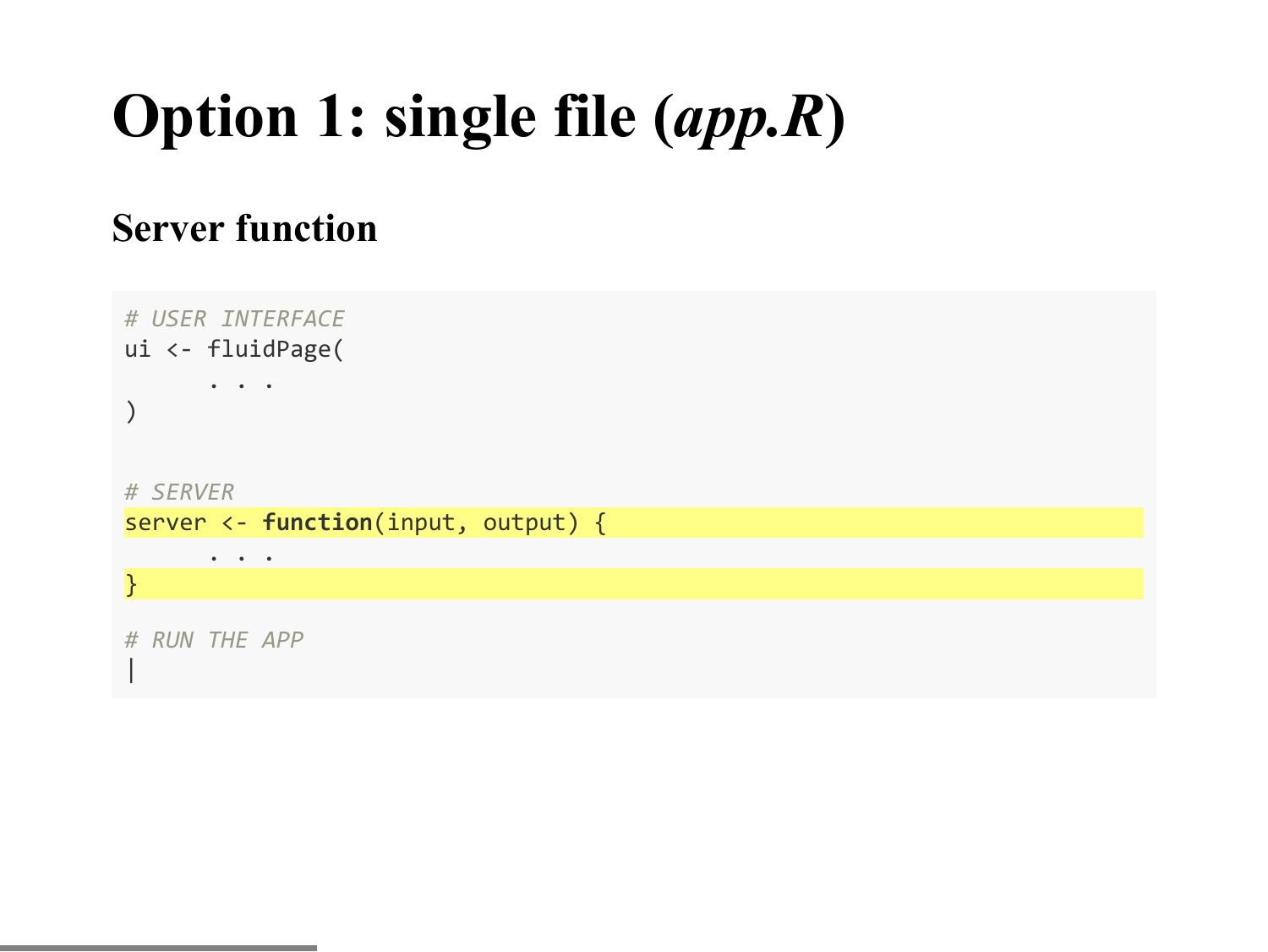# Option 1: single file (*app.R*)

## Server function

```r
# USER INTERFACE
ui <- fluidPage(
      . . .
)

# SERVER
server <- function(input, output) {
      . . .
}

# RUN THE APP
|
```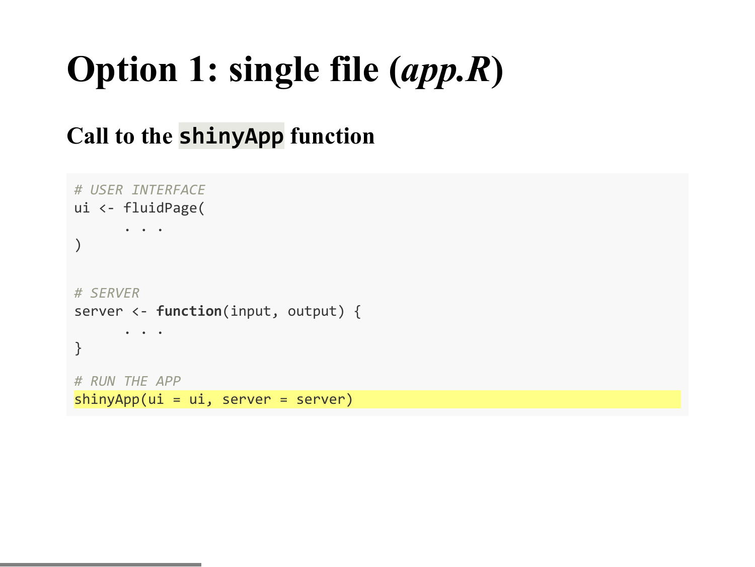# Option 1: single file (*app.R*)

## Call to the `shinyApp` function

```
# USER INTERFACE
ui <- fluidPage(
      . . .
)


# SERVER
server <- function(input, output) {
      . . .
}

# RUN THE APP
shinyApp(ui = ui, server = server)
```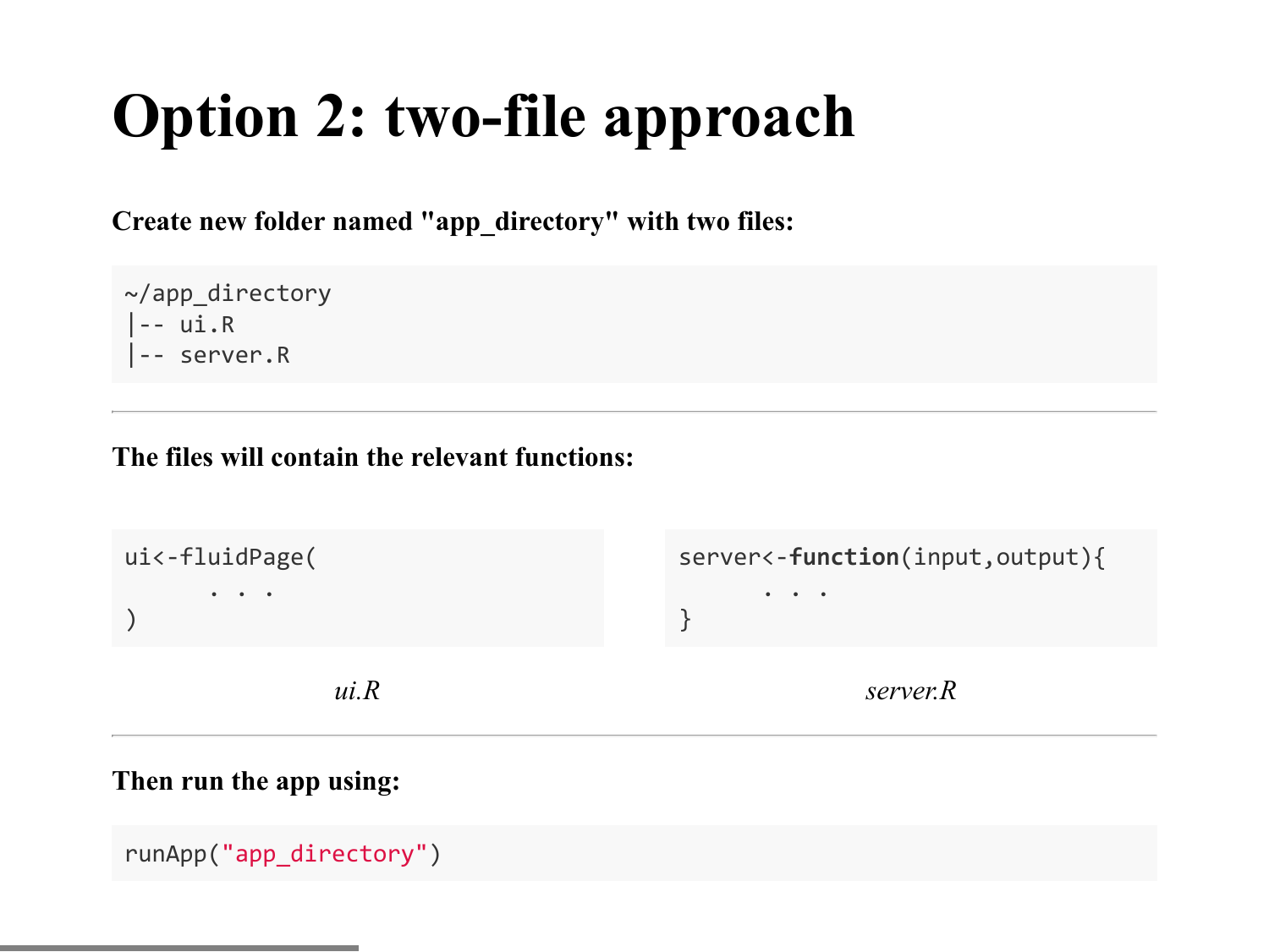# Option 2: two-file approach

**Create new folder named "app_directory" with two files:**

```
~/app_directory
|-- ui.R
|-- server.R
```

---

**The files will contain the relevant functions:**

```
ui<-fluidPage(
      . . .
)
```

*ui.R*

```
server<-function(input,output){
      . . .
}
```

*server.R*

---

**Then run the app using:**

```
runApp("app_directory")
```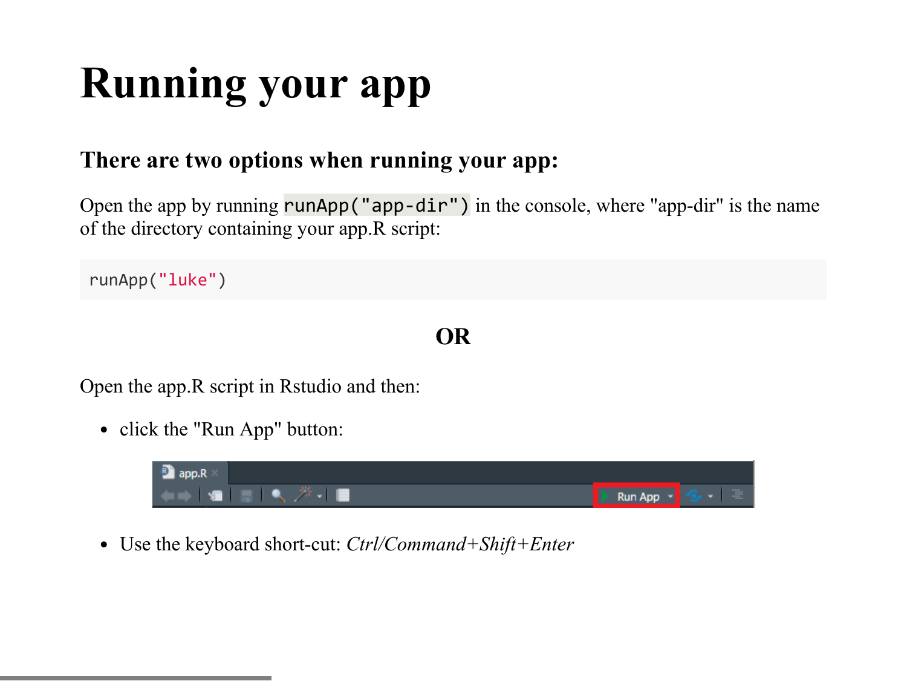# Running your app

### There are two options when running your app:

Open the app by running `runApp("app-dir")` in the console, where "app-dir" is the name of the directory containing your app.R script:

```
runApp("luke")
```

**OR**

Open the app.R script in Rstudio and then:

- click the "Run App" button:
- Use the keyboard short-cut: *Ctrl/Command+Shift+Enter*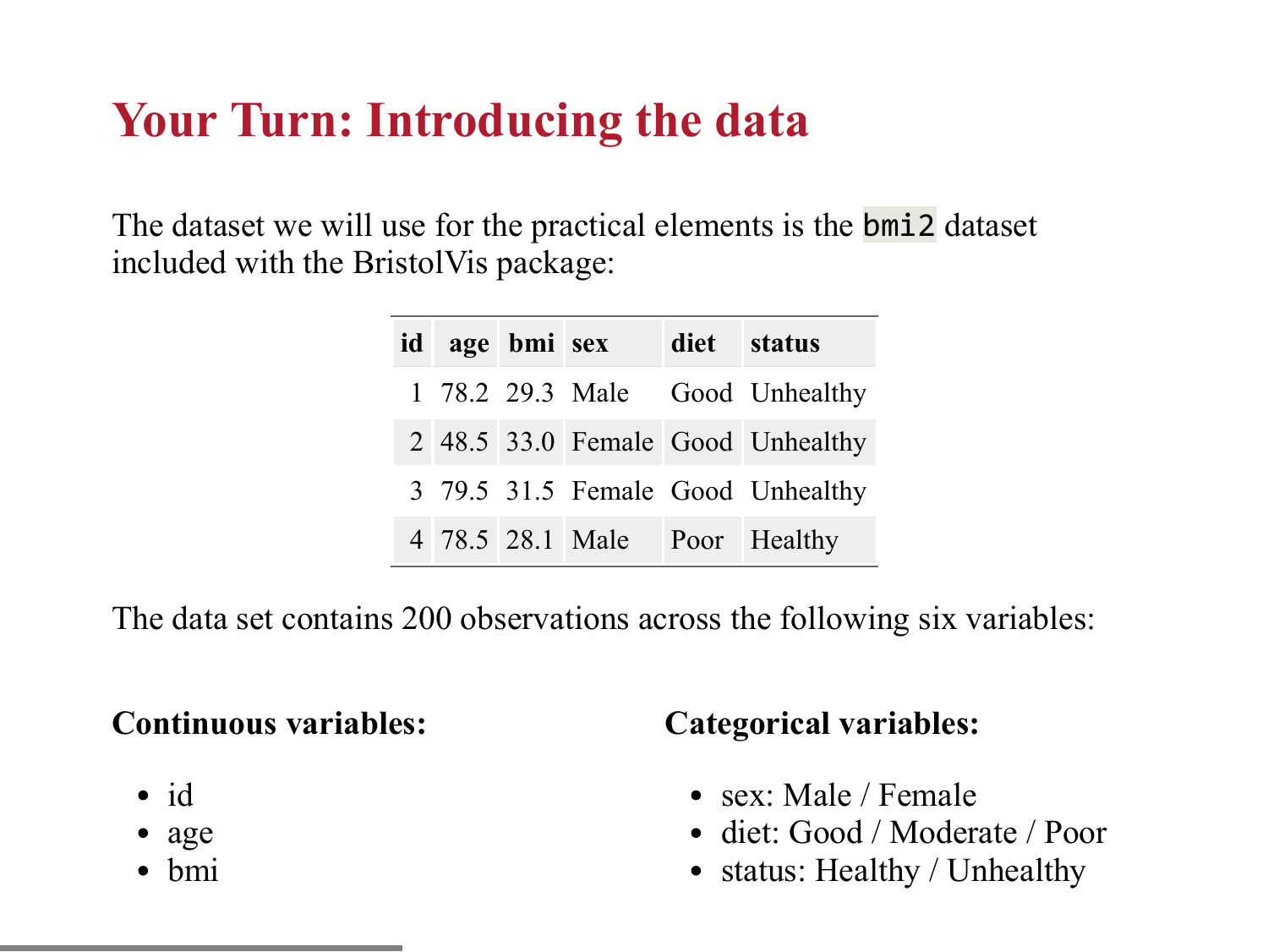# Your Turn: Introducing the data

The dataset we will use for the practical elements is the `bmi2` dataset included with the BristolVis package:

| id | age | bmi | sex | diet | status |
|---|---|---|---|---|---|
| 1 | 78.2 | 29.3 | Male | Good | Unhealthy |
| 2 | 48.5 | 33.0 | Female | Good | Unhealthy |
| 3 | 79.5 | 31.5 | Female | Good | Unhealthy |
| 4 | 78.5 | 28.1 | Male | Poor | Healthy |

The data set contains 200 observations across the following six variables:

**Continuous variables:**

- id
- age
- bmi

**Categorical variables:**

- sex: Male / Female
- diet: Good / Moderate / Poor
- status: Healthy / Unhealthy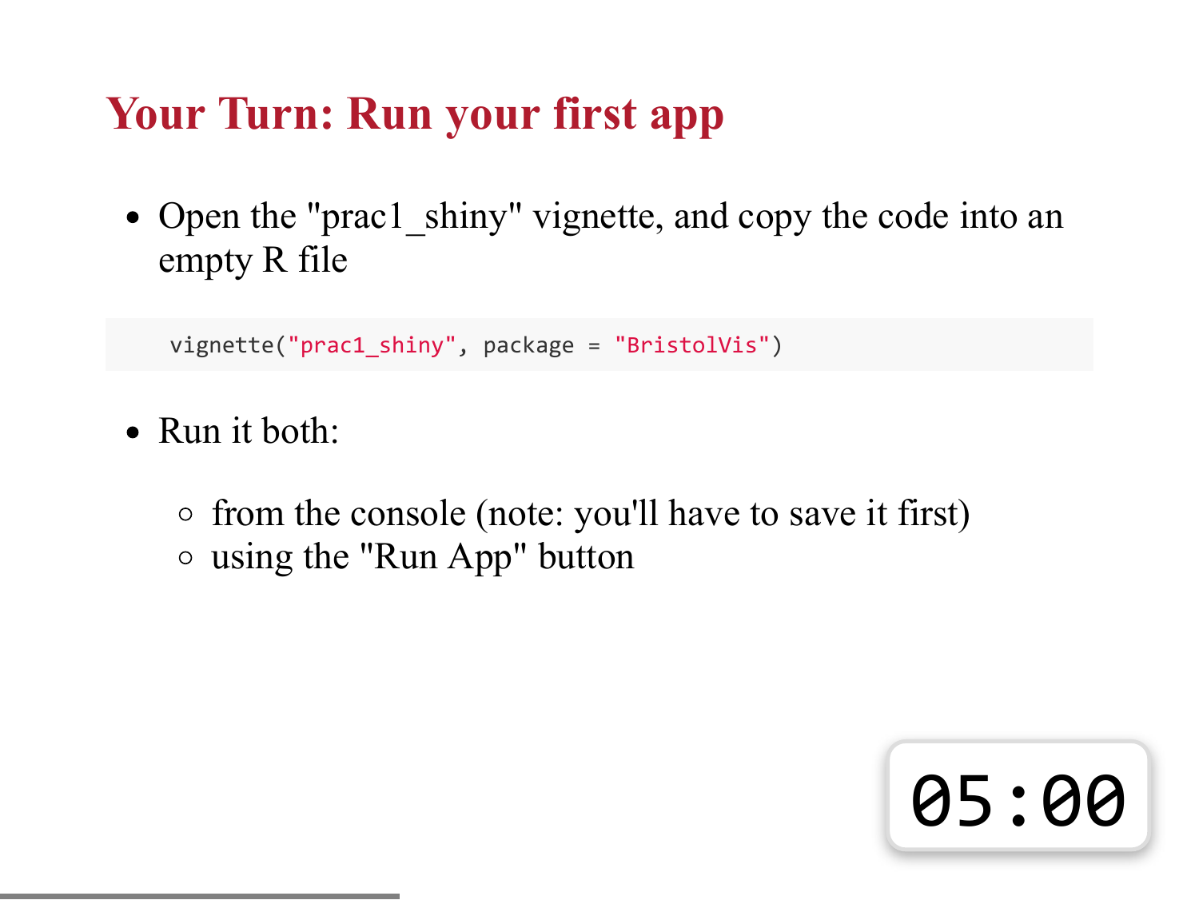## Your Turn: Run your first app

- Open the "prac1_shiny" vignette, and copy the code into an empty R file

```
vignette("prac1_shiny", package = "BristolVis")
```

- Run it both:
  - from the console (note: you'll have to save it first)
  - using the "Run App" button

05:00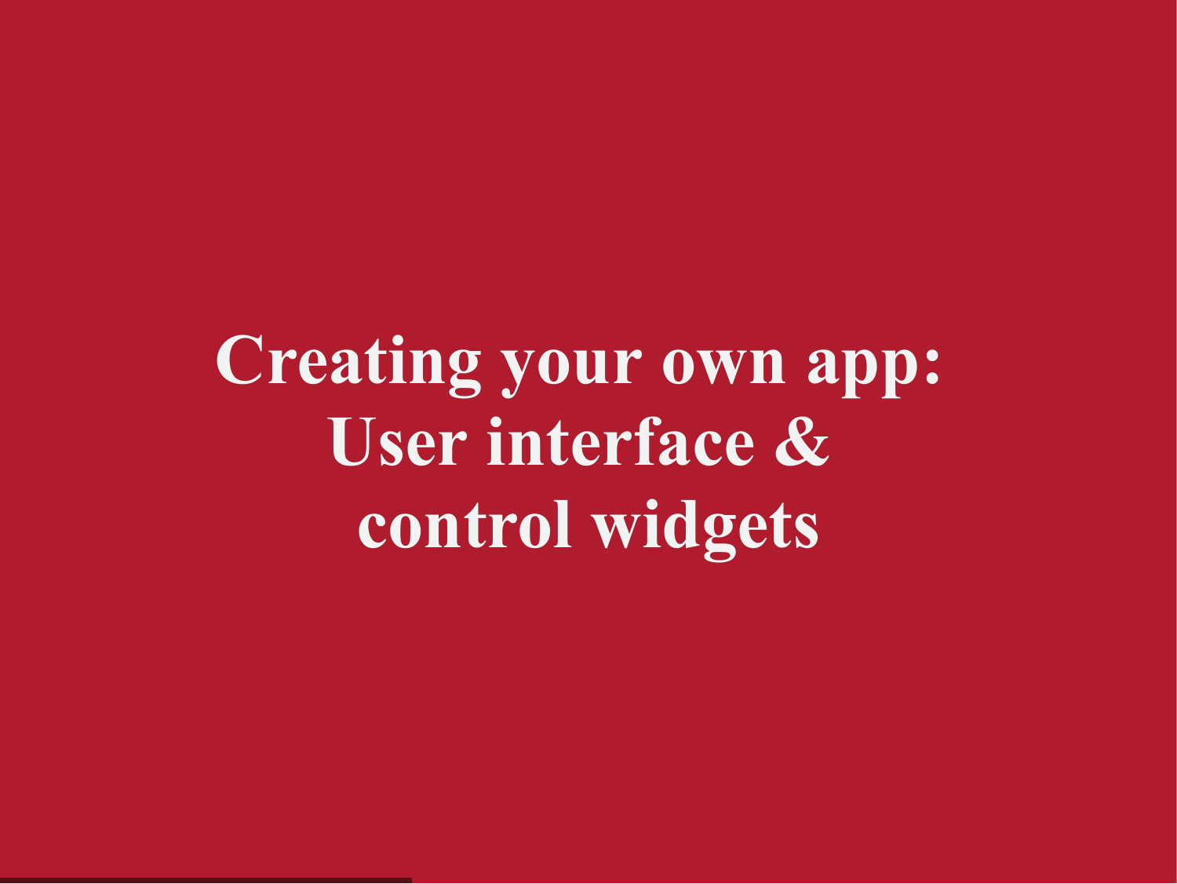# Creating your own app: User interface & control widgets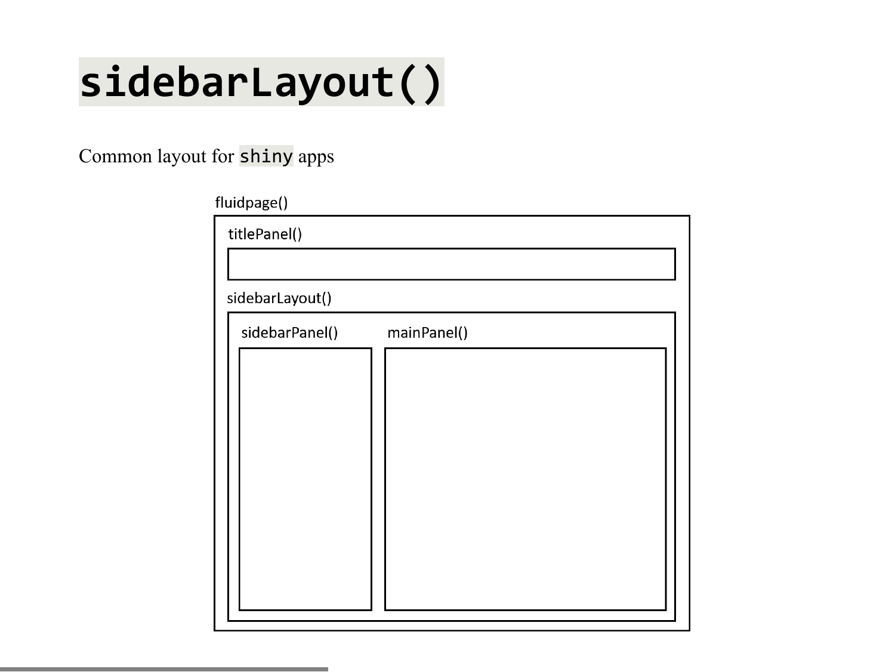# `sidebarLayout()`

Common layout for `shiny` apps

fluidpage()

titlePanel()

sidebarLayout()

sidebarPanel()

mainPanel()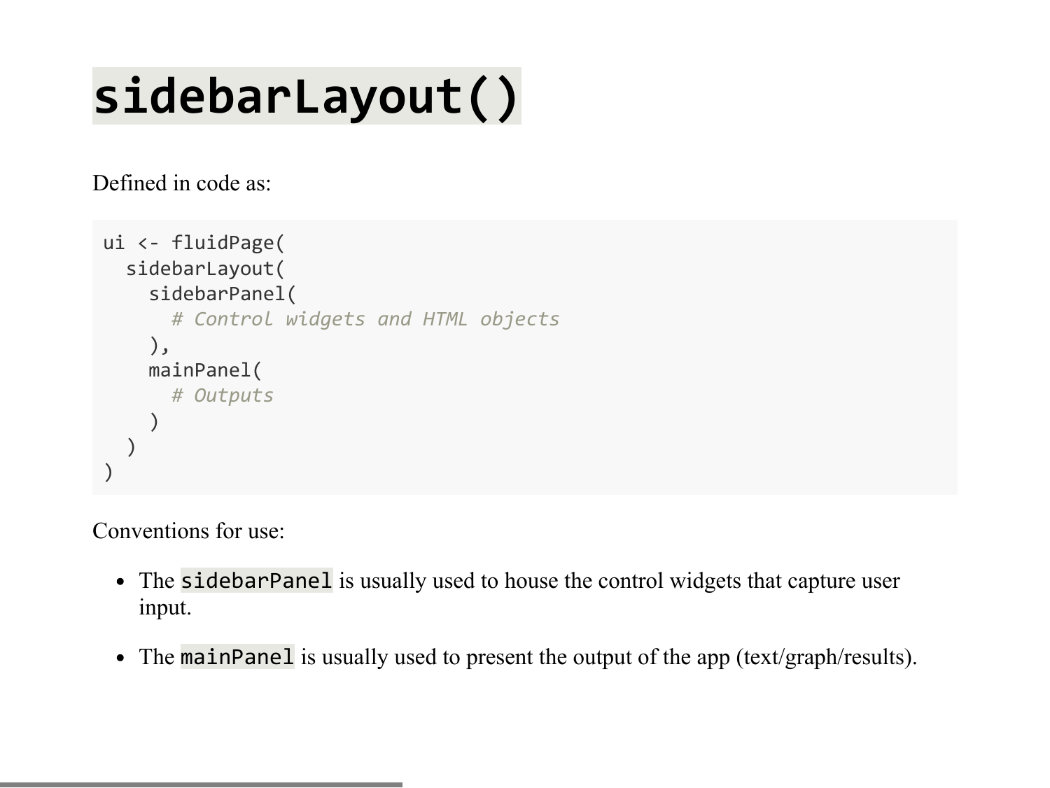# `sidebarLayout()`

Defined in code as:

```
ui <- fluidPage(
  sidebarLayout(
    sidebarPanel(
      # Control widgets and HTML objects
    ),
    mainPanel(
      # Outputs
    )
  )
)
```

Conventions for use:

- The `sidebarPanel` is usually used to house the control widgets that capture user input.
- The `mainPanel` is usually used to present the output of the app (text/graph/results).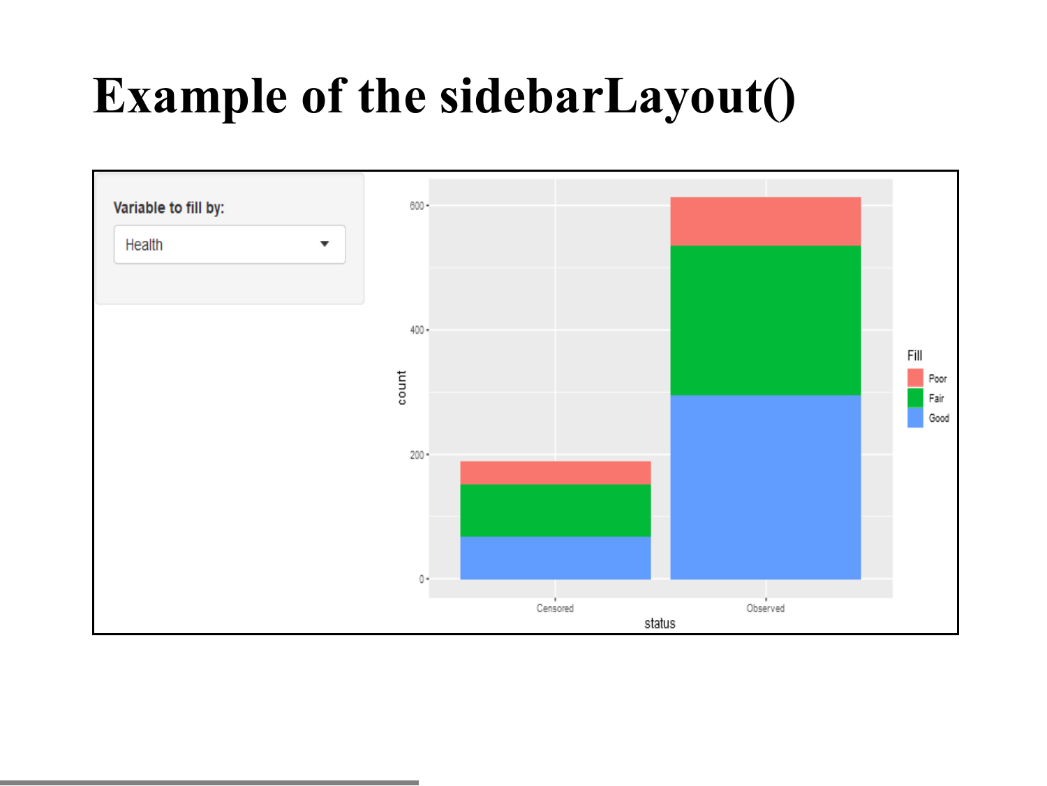# Example of the sidebarLayout()

Variable to fill by:

Health

600

400

200

0

count

Censored

Observed

status

Fill

Poor

Fair

Good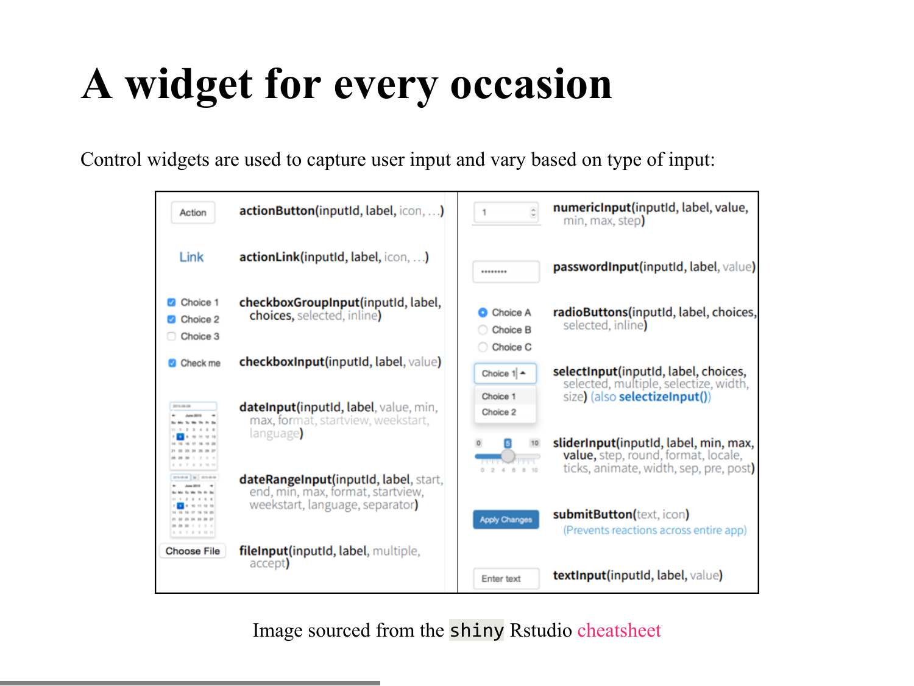# A widget for every occasion

Control widgets are used to capture user input and vary based on type of input:

| Widget | Function | Widget | Function |
| --- | --- | --- | --- |
| Action | **actionButton(inputId, label,** icon, …**)** | 1 | **numericInput(inputId, label, value,** min, max, step**)** |
| Link | **actionLink(inputId, label,** icon, …**)** | •••••••• | **passwordInput(inputId, label,** value**)** |
| Choice 1, Choice 2, Choice 3 | **checkboxGroupInput(inputId, label, choices,** selected, inline**)** | Choice A, Choice B, Choice C | **radioButtons(inputId, label, choices,** selected, inline**)** |
| Check me | **checkboxInput(inputId, label,** value**)** | Choice 1, Choice 2 | **selectInput(inputId, label, choices,** selected, multiple, selectize, width, size**)** (also **selectizeInput()**) |
| | **dateInput(inputId, label,** value, min, max, format, startview, weekstart, language**)** | 0 5 10 | **sliderInput(inputId, label, min, max, value,** step, round, format, locale, ticks, animate, width, sep, pre, post**)** |
| | **dateRangeInput(inputId, label,** start, end, min, max, format, startview, weekstart, language, separator**)** | Apply Changes | **submitButton(**text, icon**)** (Prevents reactions across entire app) |
| Choose File | **fileInput(inputId, label,** multiple, accept**)** | Enter text | **textInput(inputId, label,** value**)** |

Image sourced from the `shiny` Rstudio cheatsheet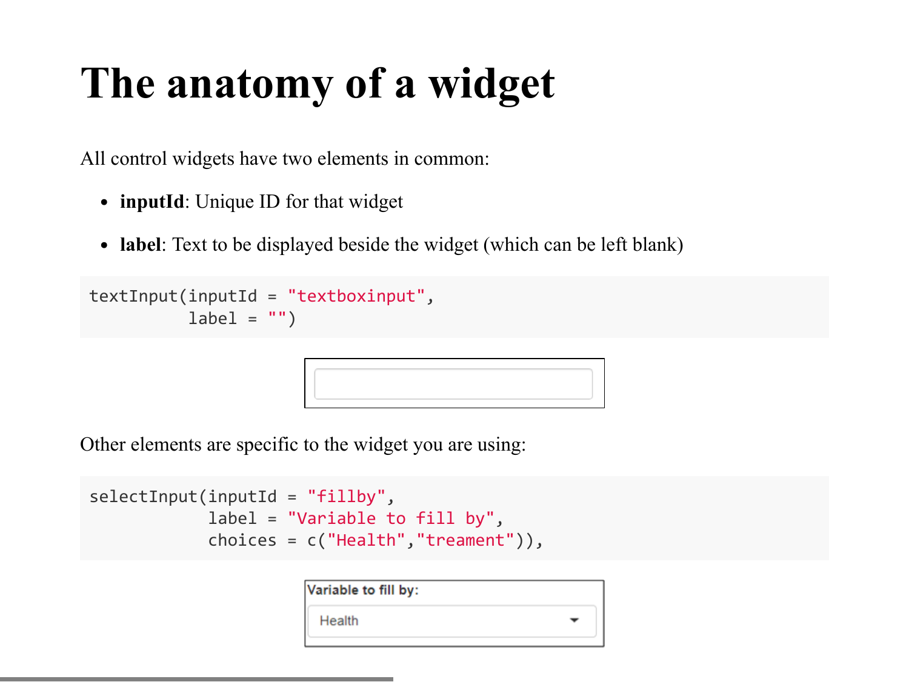# The anatomy of a widget

All control widgets have two elements in common:

- **inputId**: Unique ID for that widget
- **label**: Text to be displayed beside the widget (which can be left blank)

```
textInput(inputId = "textboxinput",
          label = "")
```

Other elements are specific to the widget you are using:

```
selectInput(inputId = "fillby",
            label = "Variable to fill by",
            choices = c("Health","treament")),
```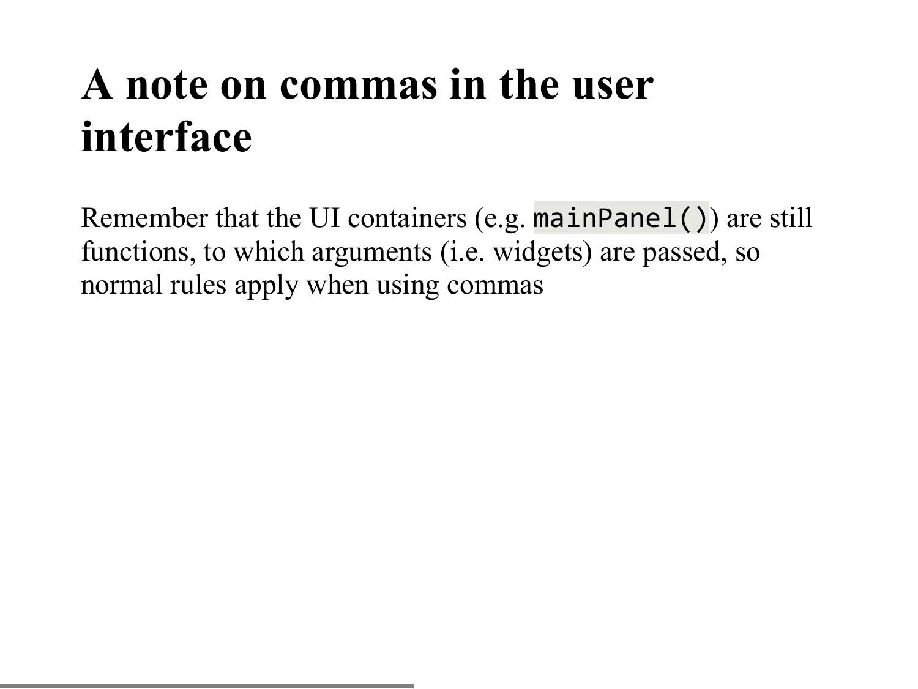# A note on commas in the user interface

Remember that the UI containers (e.g. `mainPanel()`) are still functions, to which arguments (i.e. widgets) are passed, so normal rules apply when using commas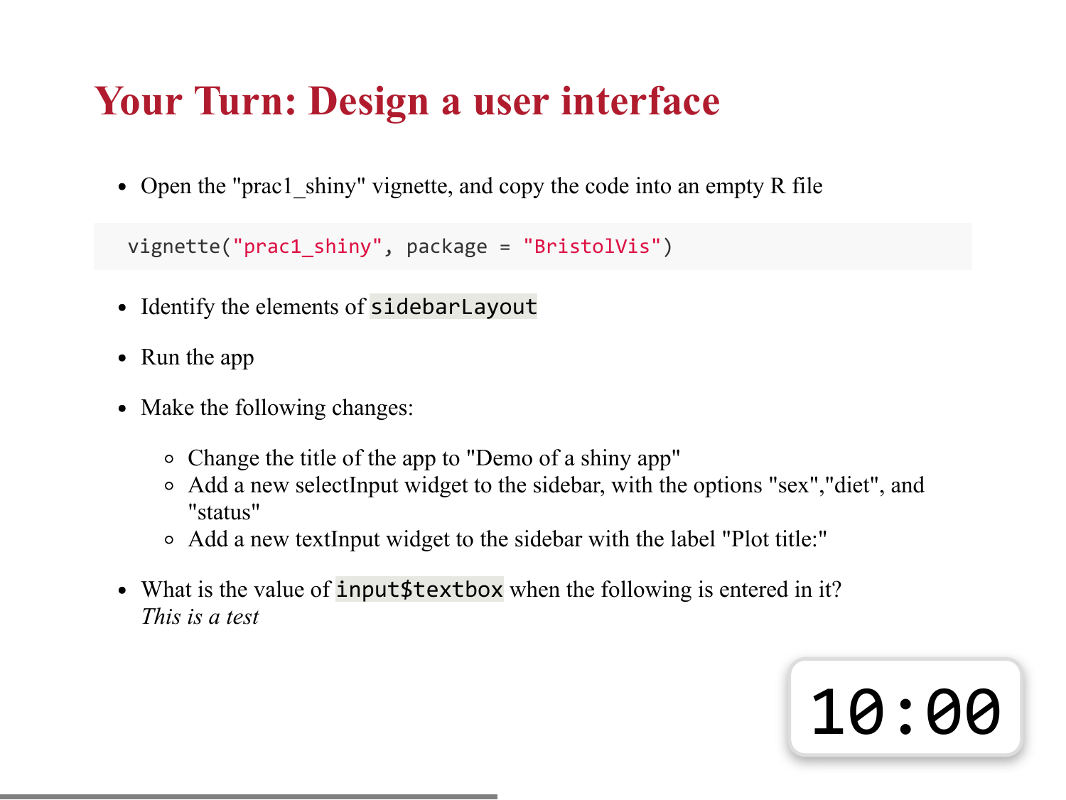# Your Turn: Design a user interface

- Open the "prac1_shiny" vignette, and copy the code into an empty R file

```
vignette("prac1_shiny", package = "BristolVis")
```

- Identify the elements of `sidebarLayout`
- Run the app
- Make the following changes:
  - Change the title of the app to "Demo of a shiny app"
  - Add a new selectInput widget to the sidebar, with the options "sex","diet", and "status"
  - Add a new textInput widget to the sidebar with the label "Plot title:"
- What is the value of `input$textbox` when the following is entered in it? *This is a test*

10:00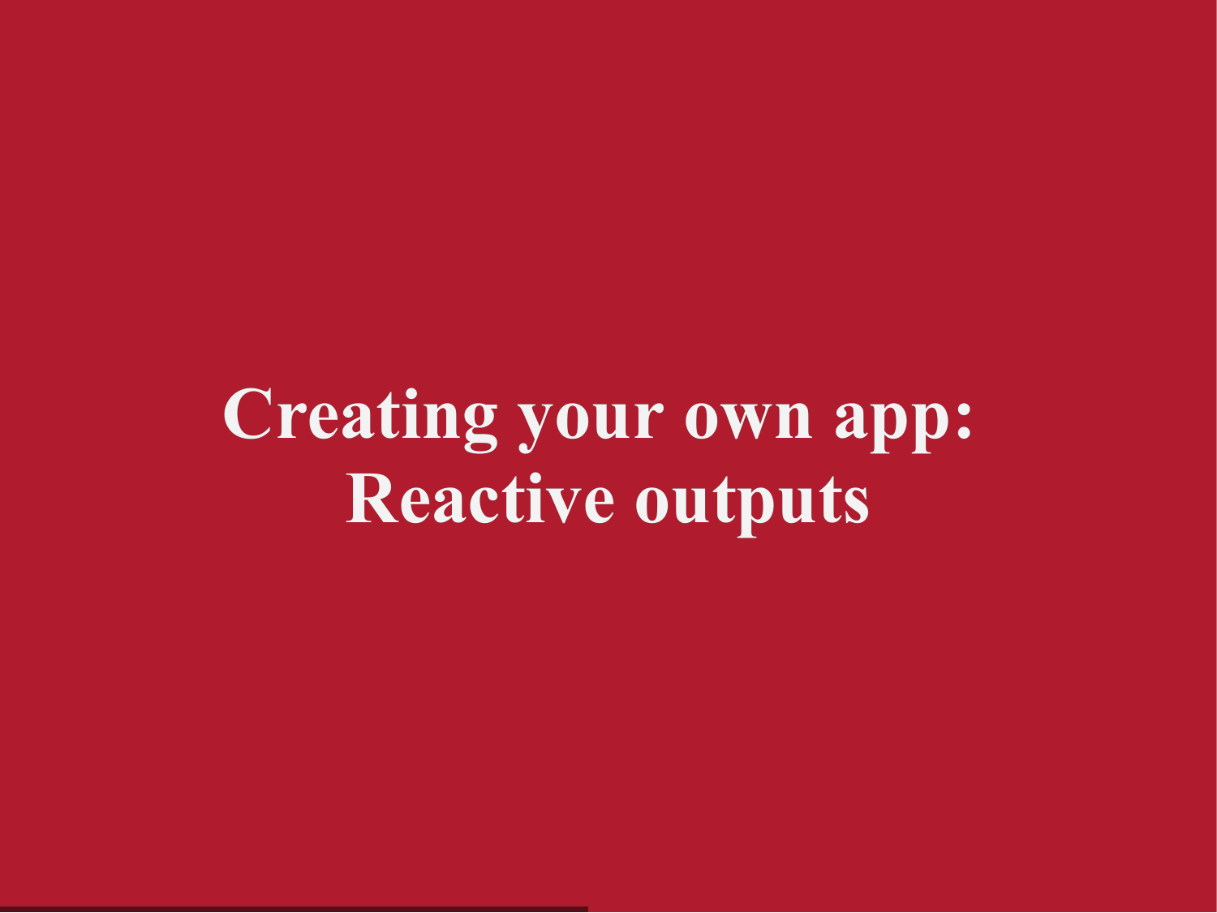# Creating your own app: Reactive outputs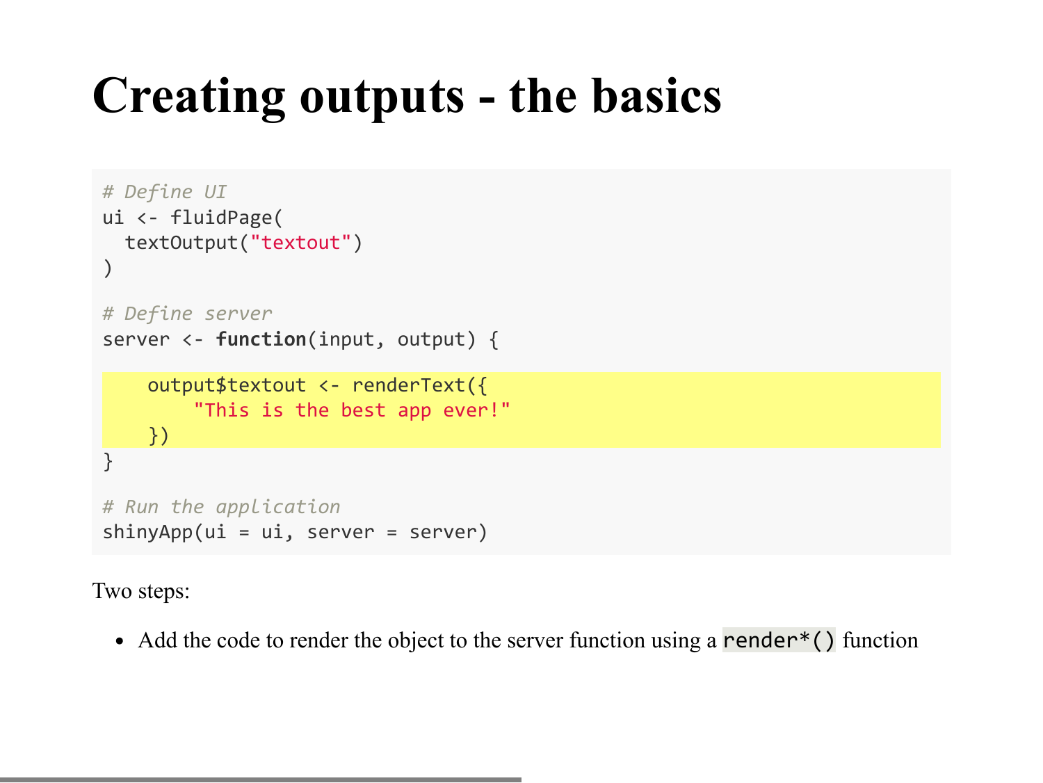# Creating outputs - the basics

```r
# Define UI
ui <- fluidPage(
  textOutput("textout")
)

# Define server
server <- function(input, output) {

    output$textout <- renderText({
        "This is the best app ever!"
    })
}

# Run the application
shinyApp(ui = ui, server = server)
```

Two steps:

- Add the code to render the object to the server function using a `render*()` function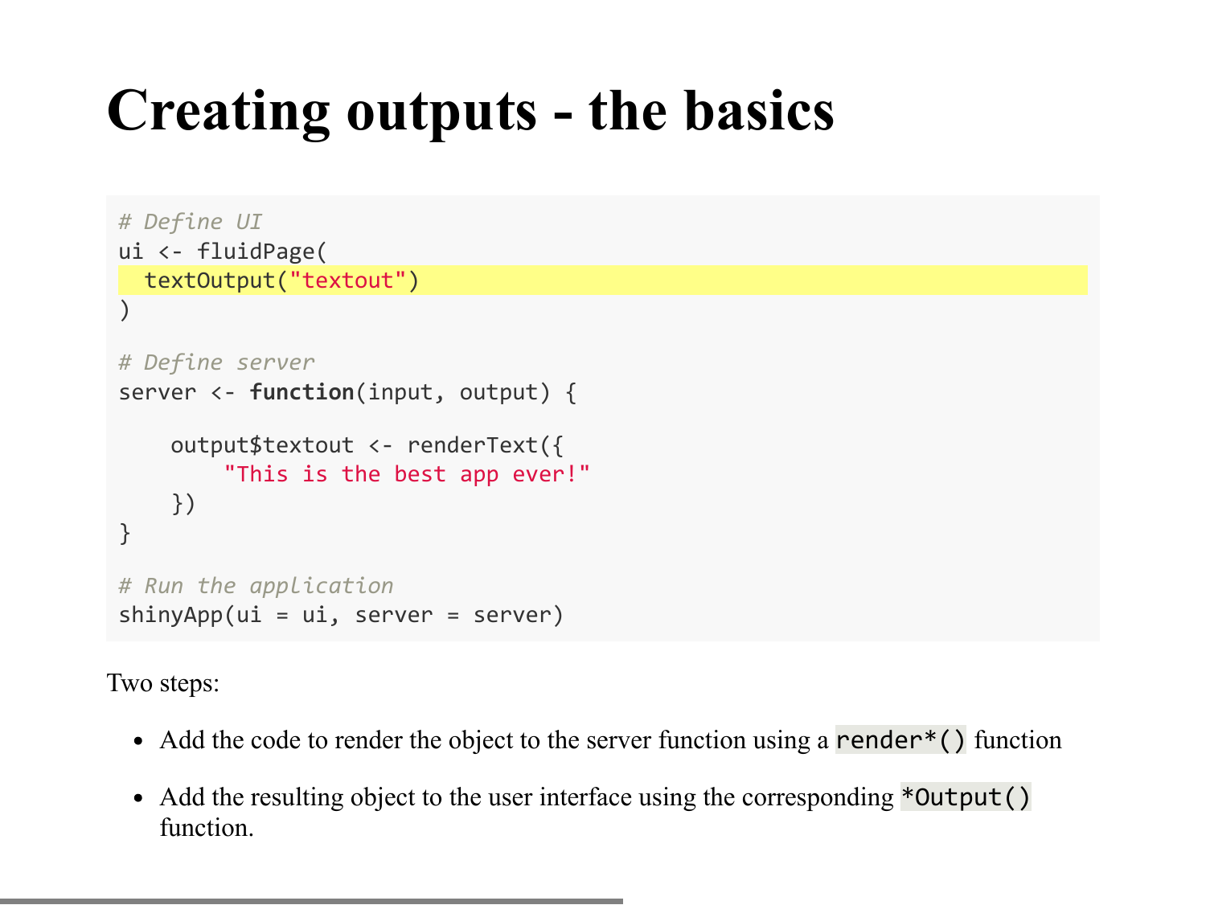# Creating outputs - the basics

```
# Define UI
ui <- fluidPage(
  textOutput("textout")
)

# Define server
server <- function(input, output) {

    output$textout <- renderText({
        "This is the best app ever!"
    })
}

# Run the application
shinyApp(ui = ui, server = server)
```

Two steps:

- Add the code to render the object to the server function using a `render*()` function
- Add the resulting object to the user interface using the corresponding `*Output()` function.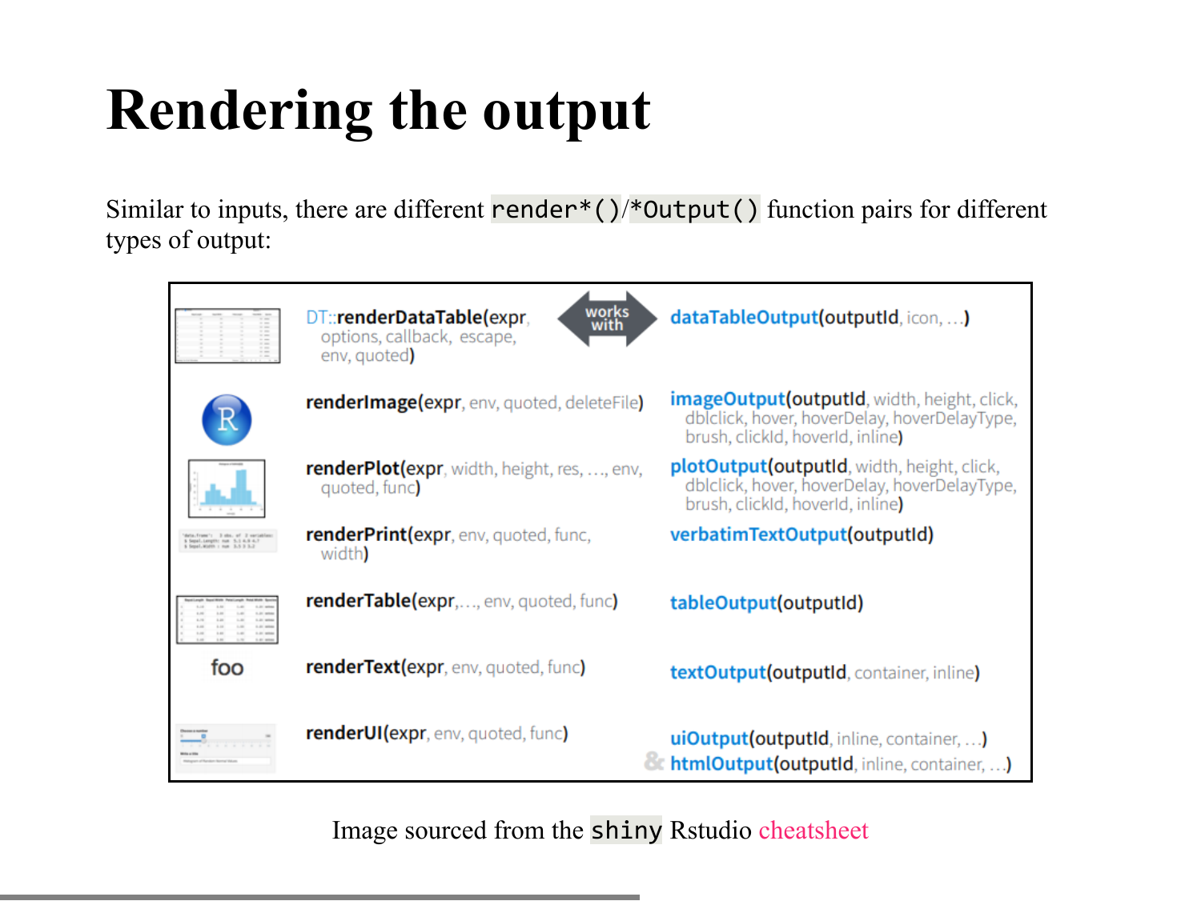# Rendering the output

Similar to inputs, there are different `render*()`/`*Output()` function pairs for different types of output:

| | | |
|---|---|---|
| DT::renderDataTable(expr, options, callback, escape, env, quoted) | works with | dataTableOutput(outputId, icon, ...) |
| renderImage(expr, env, quoted, deleteFile) | | imageOutput(outputId, width, height, click, dblclick, hover, hoverDelay, hoverDelayType, brush, clickId, hoverId, inline) |
| renderPlot(expr, width, height, res, ..., env, quoted, func) | | plotOutput(outputId, width, height, click, dblclick, hover, hoverDelay, hoverDelayType, brush, clickId, hoverId, inline) |
| renderPrint(expr, env, quoted, func, width) | | verbatimTextOutput(outputId) |
| renderTable(expr,..., env, quoted, func) | | tableOutput(outputId) |
| renderText(expr, env, quoted, func) | | textOutput(outputId, container, inline) |
| renderUI(expr, env, quoted, func) | | uiOutput(outputId, inline, container, ...) & htmlOutput(outputId, inline, container, ...) |

Image sourced from the `shiny` Rstudio cheatsheet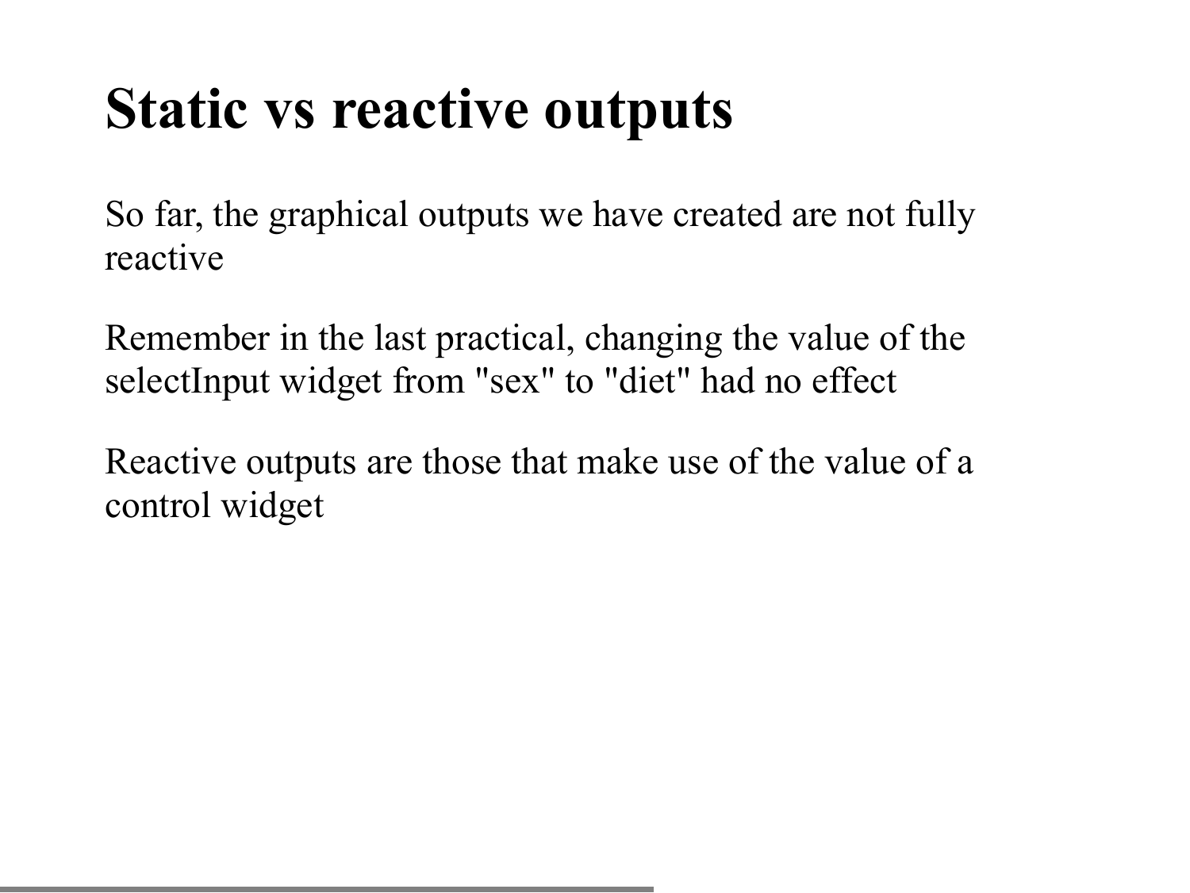# Static vs reactive outputs

So far, the graphical outputs we have created are not fully reactive

Remember in the last practical, changing the value of the selectInput widget from "sex" to "diet" had no effect

Reactive outputs are those that make use of the value of a control widget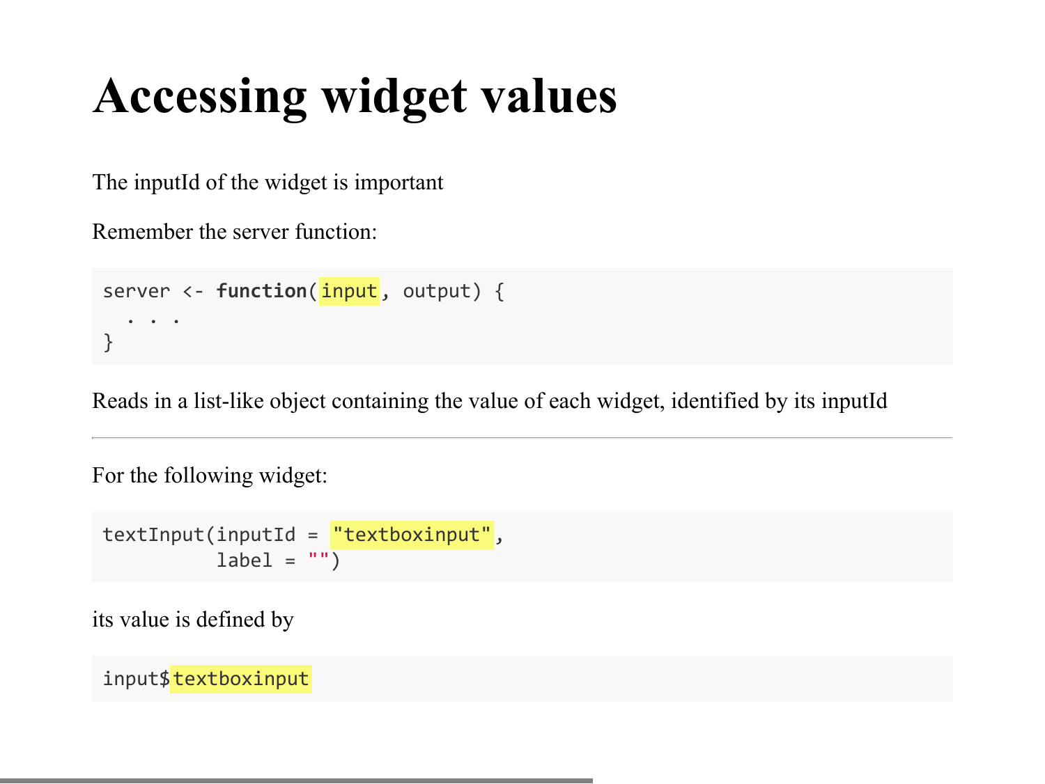# Accessing widget values

The inputId of the widget is important

Remember the server function:

```
server <- function(input, output) {
  . . .
}
```

Reads in a list-like object containing the value of each widget, identified by its inputId

---

For the following widget:

```
textInput(inputId = "textboxinput",
          label = "")
```

its value is defined by

```
input$textboxinput
```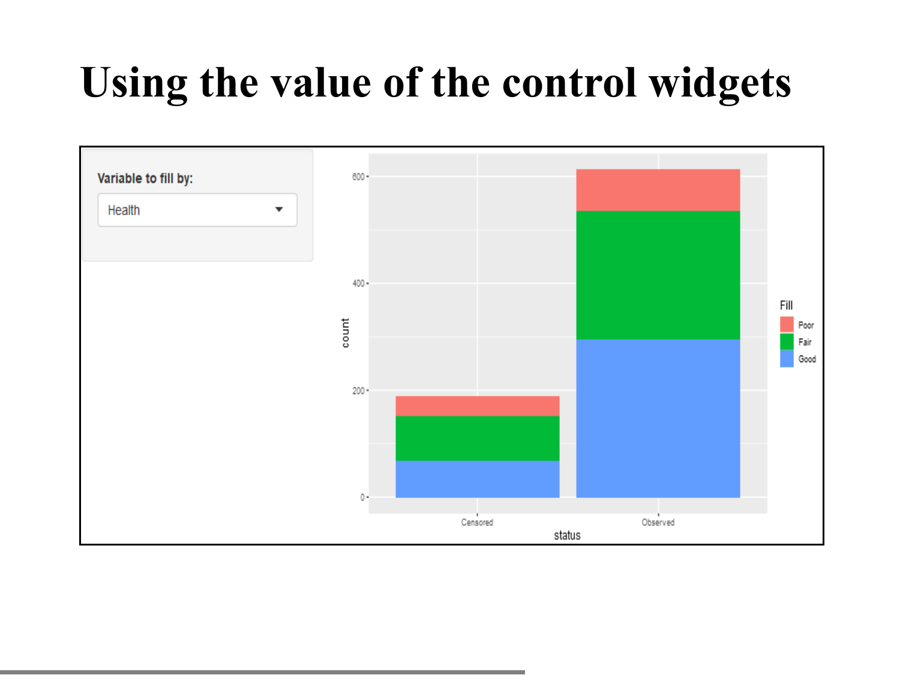# Using the value of the control widgets

Variable to fill by:

Health

600
400
200
0

count

Censored
Observed

status

Fill
Poor
Fair
Good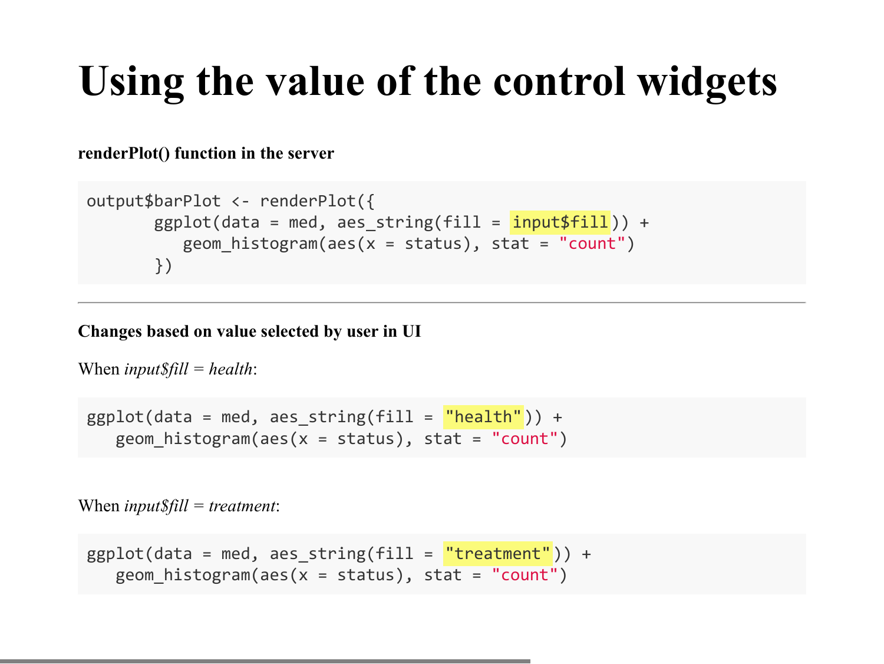# Using the value of the control widgets

**renderPlot() function in the server**

```
output$barPlot <- renderPlot({
       ggplot(data = med, aes_string(fill = input$fill)) +
          geom_histogram(aes(x = status), stat = "count")
       })
```

---

**Changes based on value selected by user in UI**

When *input$fill = health*:

```
ggplot(data = med, aes_string(fill = "health")) +
   geom_histogram(aes(x = status), stat = "count")
```

When *input$fill = treatment*:

```
ggplot(data = med, aes_string(fill = "treatment")) +
   geom_histogram(aes(x = status), stat = "count")
```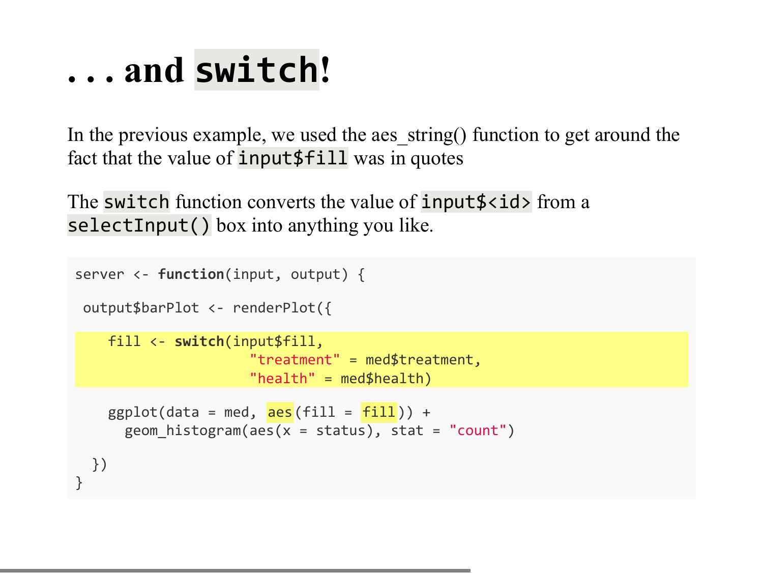# . . . and `switch`!

In the previous example, we used the aes_string() function to get around the fact that the value of `input$fill` was in quotes

The `switch` function converts the value of `input$<id>` from a `selectInput()` box into anything you like.

```
server <- function(input, output) {

 output$barPlot <- renderPlot({

    fill <- switch(input$fill,
                   "treatment" = med$treatment,
                   "health" = med$health)

    ggplot(data = med, aes(fill = fill)) +
      geom_histogram(aes(x = status), stat = "count")

  })
}
```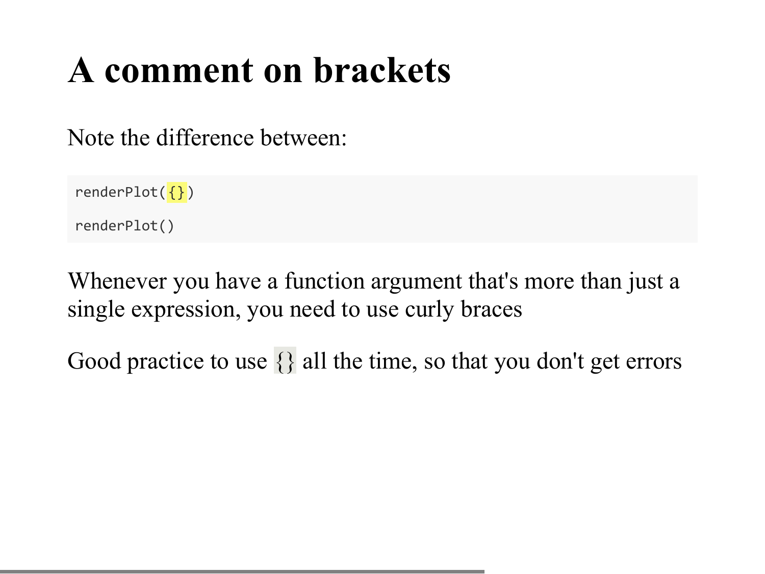# A comment on brackets

Note the difference between:

```
renderPlot({})

renderPlot()
```

Whenever you have a function argument that's more than just a single expression, you need to use curly braces

Good practice to use `{}` all the time, so that you don't get errors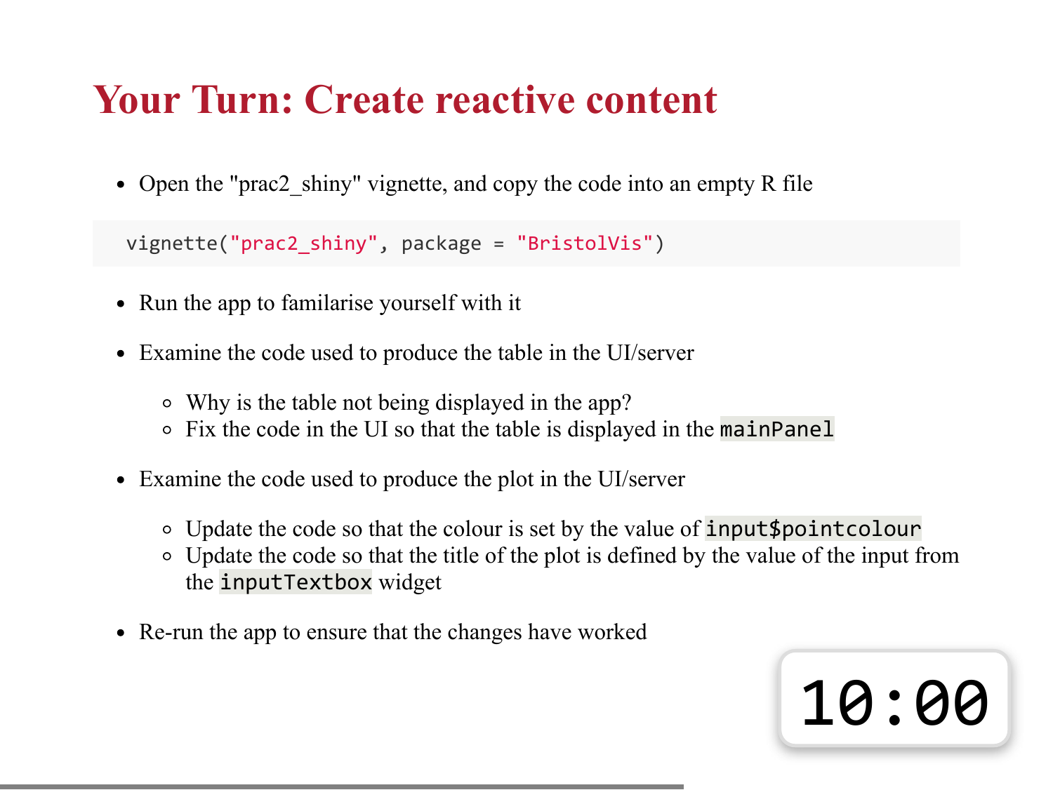# Your Turn: Create reactive content

- Open the "prac2_shiny" vignette, and copy the code into an empty R file

```
vignette("prac2_shiny", package = "BristolVis")
```

- Run the app to familarise yourself with it
- Examine the code used to produce the table in the UI/server
  - Why is the table not being displayed in the app?
  - Fix the code in the UI so that the table is displayed in the `mainPanel`
- Examine the code used to produce the plot in the UI/server
  - Update the code so that the colour is set by the value of `input$pointcolour`
  - Update the code so that the title of the plot is defined by the value of the input from the `inputTextbox` widget
- Re-run the app to ensure that the changes have worked

10:00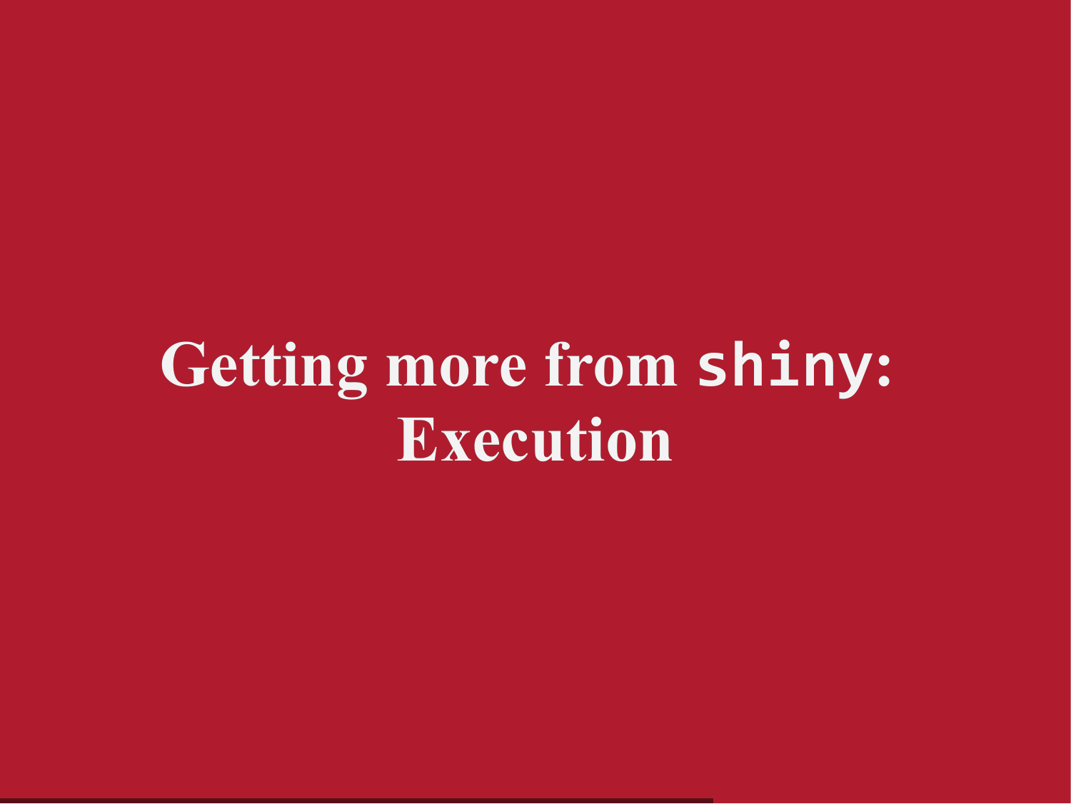# Getting more from `shiny`: Execution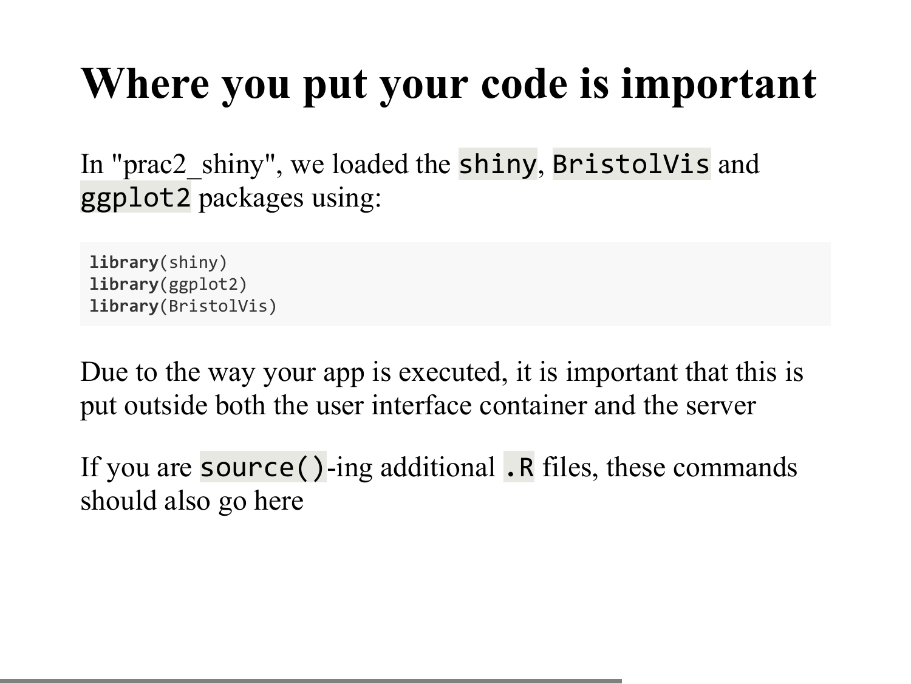# Where you put your code is important

In "prac2_shiny", we loaded the `shiny`, `BristolVis` and `ggplot2` packages using:

```
library(shiny)
library(ggplot2)
library(BristolVis)
```

Due to the way your app is executed, it is important that this is put outside both the user interface container and the server

If you are `source()`-ing additional `.R` files, these commands should also go here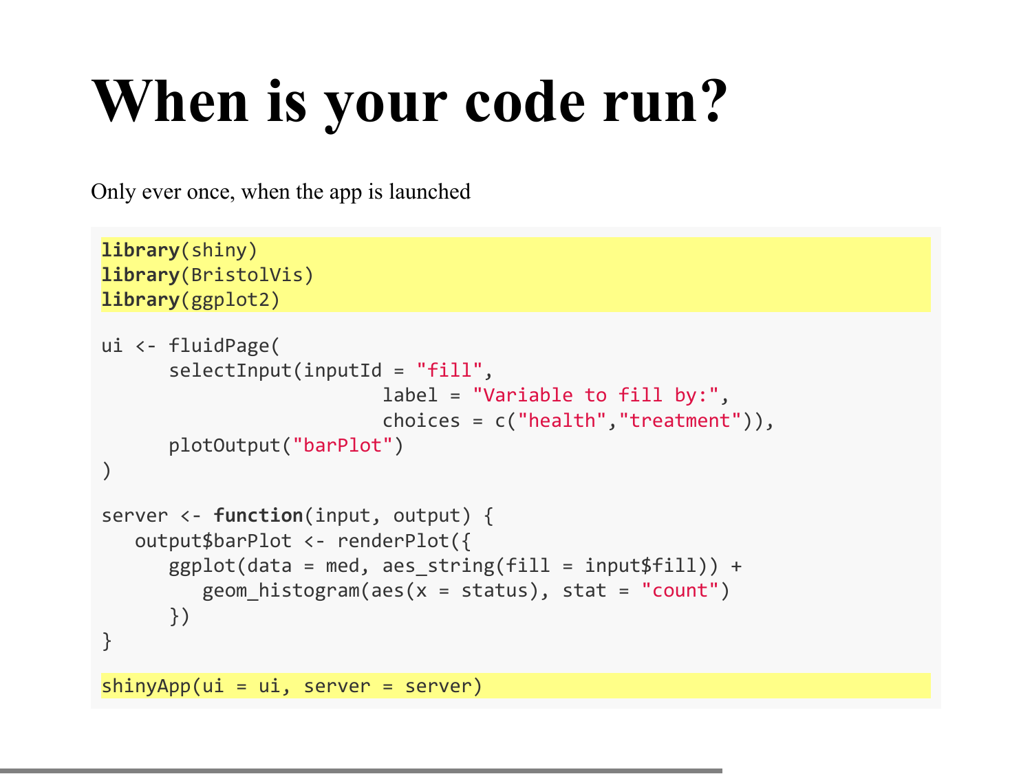# When is your code run?

Only ever once, when the app is launched

```
library(shiny)
library(BristolVis)
library(ggplot2)

ui <- fluidPage(
      selectInput(inputId = "fill",
                        label = "Variable to fill by:",
                        choices = c("health","treatment")),
      plotOutput("barPlot")
)

server <- function(input, output) {
   output$barPlot <- renderPlot({
      ggplot(data = med, aes_string(fill = input$fill)) +
         geom_histogram(aes(x = status), stat = "count")
      })
}

shinyApp(ui = ui, server = server)
```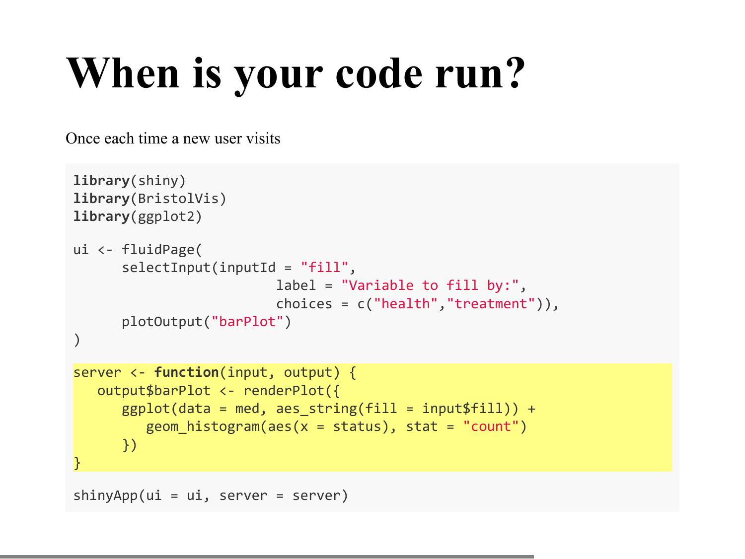# When is your code run?

Once each time a new user visits

```
library(shiny)
library(BristolVis)
library(ggplot2)

ui <- fluidPage(
      selectInput(inputId = "fill",
                          label = "Variable to fill by:",
                          choices = c("health","treatment")),
      plotOutput("barPlot")
)

server <- function(input, output) {
   output$barPlot <- renderPlot({
      ggplot(data = med, aes_string(fill = input$fill)) +
         geom_histogram(aes(x = status), stat = "count")
      })
}

shinyApp(ui = ui, server = server)
```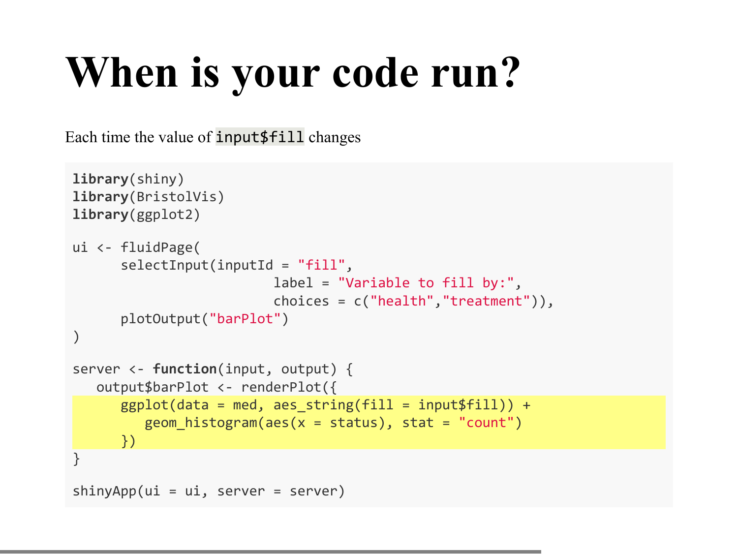# When is your code run?

Each time the value of `input$fill` changes

```
library(shiny)
library(BristolVis)
library(ggplot2)

ui <- fluidPage(
      selectInput(inputId = "fill",
                        label = "Variable to fill by:",
                        choices = c("health","treatment")),
      plotOutput("barPlot")
)

server <- function(input, output) {
   output$barPlot <- renderPlot({
      ggplot(data = med, aes_string(fill = input$fill)) +
         geom_histogram(aes(x = status), stat = "count")
      })
}

shinyApp(ui = ui, server = server)
```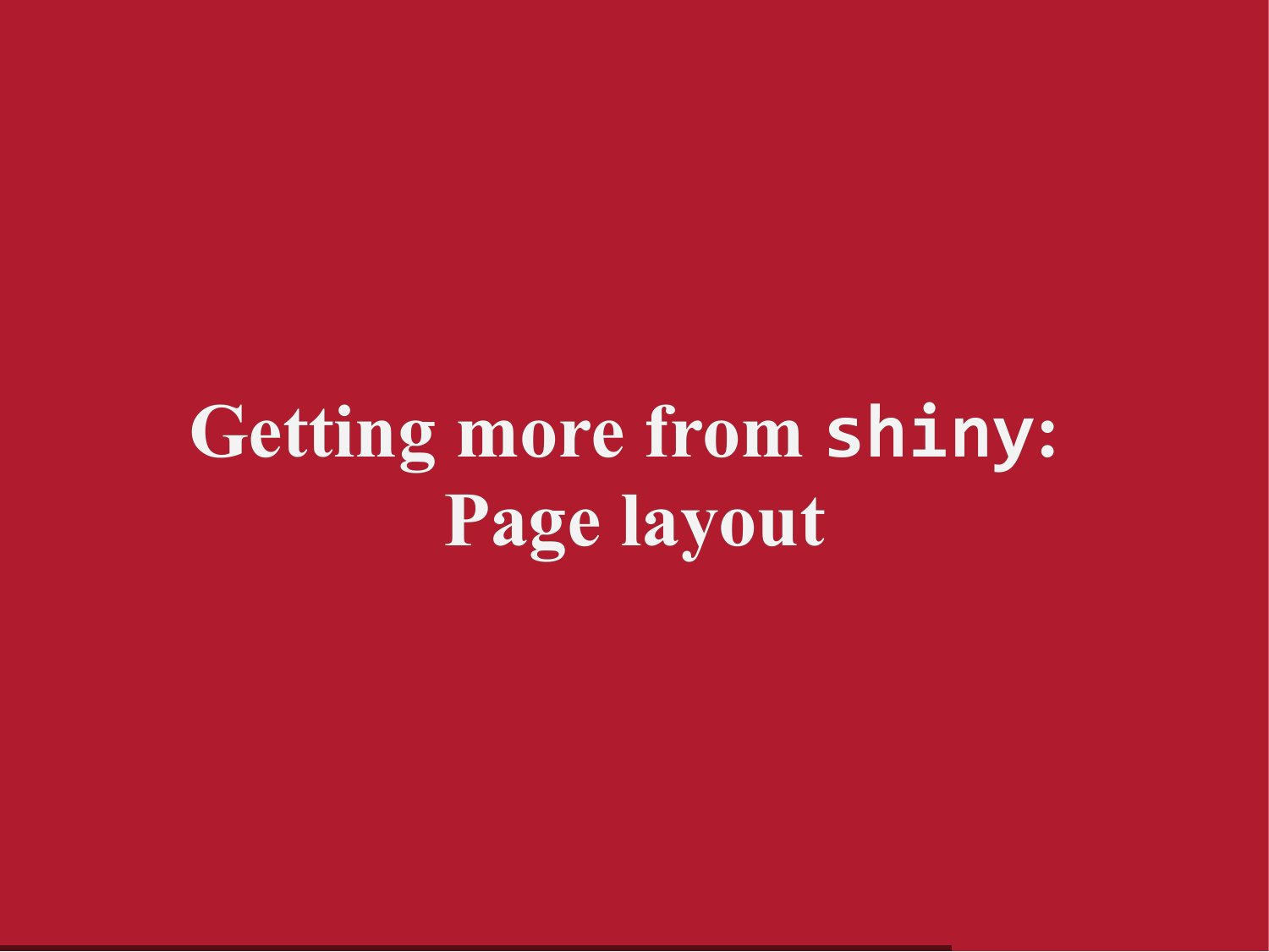# Getting more from `shiny`: Page layout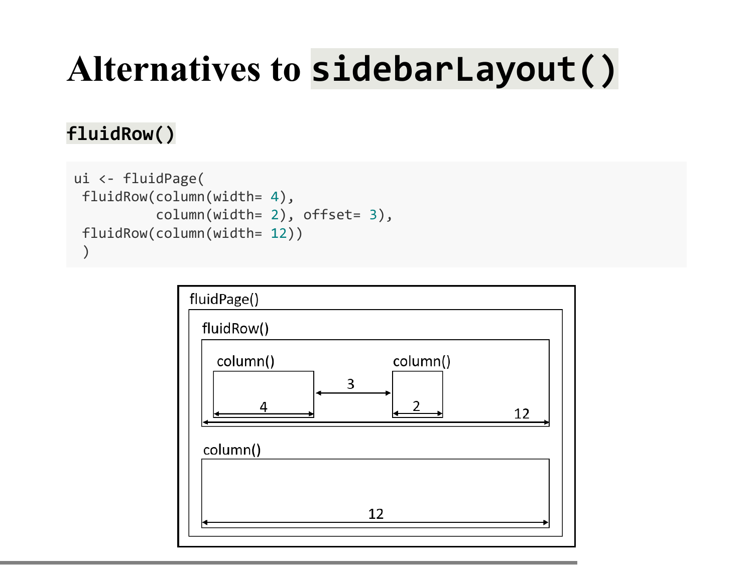# Alternatives to `sidebarLayout()`

## `fluidRow()`

```
ui <- fluidPage(
 fluidRow(column(width= 4),
          column(width= 2), offset= 3),
 fluidRow(column(width= 12))
 )
```

fluidPage()

fluidRow()

column()

column()

3

4

2

12

column()

12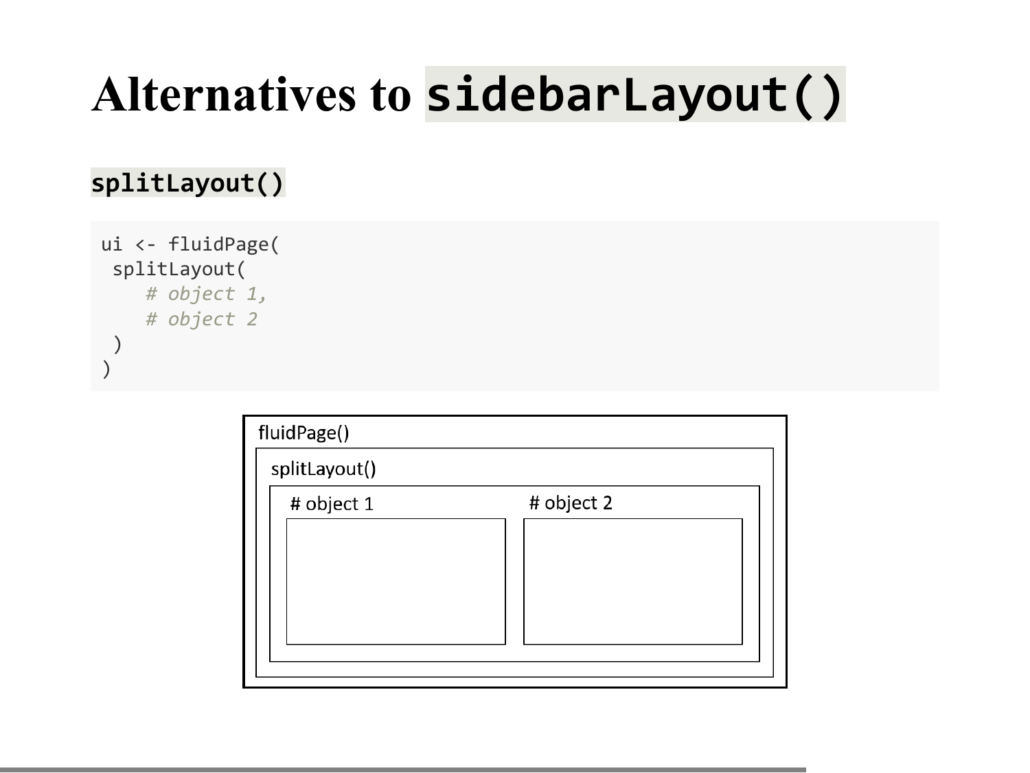# Alternatives to `sidebarLayout()`

### `splitLayout()`

```
ui <- fluidPage(
 splitLayout(
    # object 1,
    # object 2
 )
)
```

fluidPage()

splitLayout()

# object 1

# object 2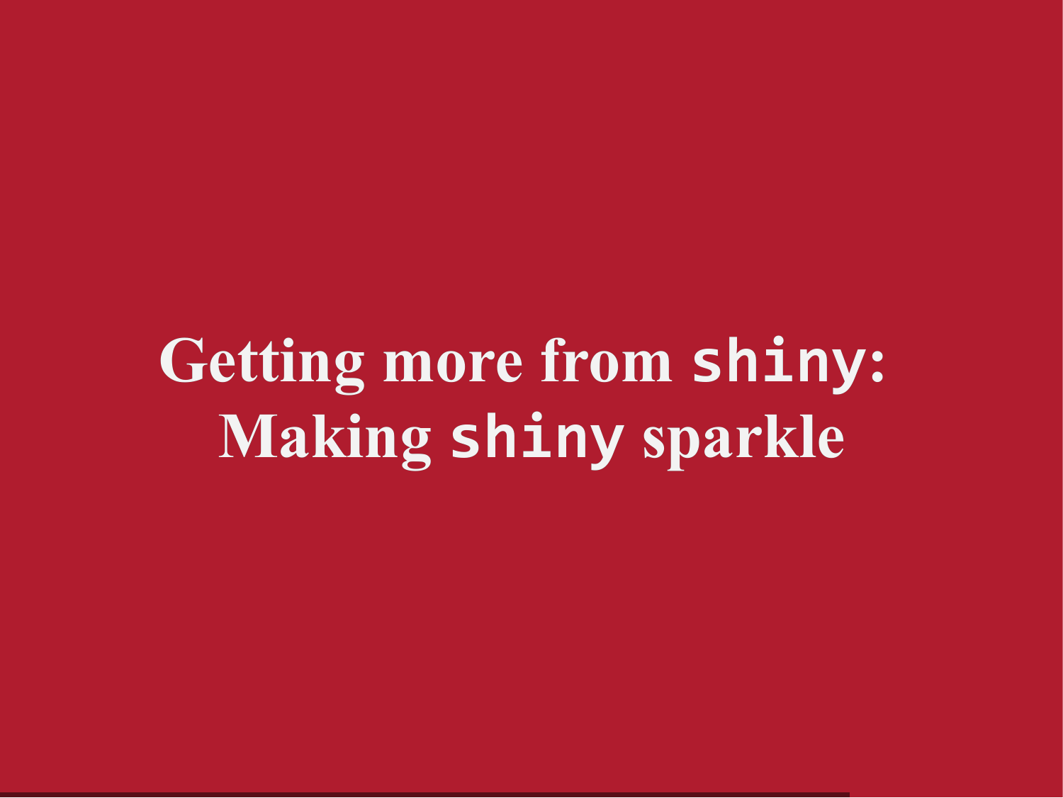# Getting more from `shiny`: Making `shiny` sparkle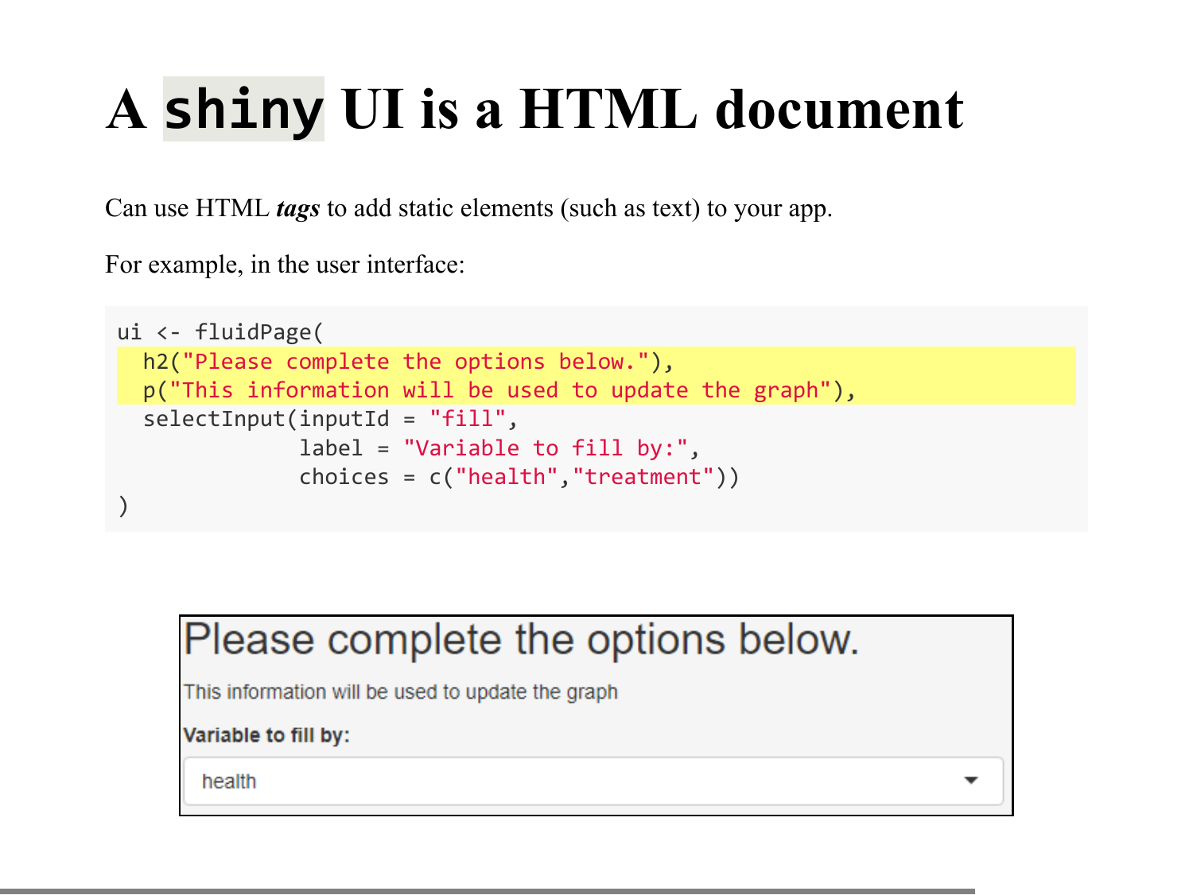# A `shiny` UI is a HTML document

Can use HTML ***tags*** to add static elements (such as text) to your app.

For example, in the user interface:

```
ui <- fluidPage(
  h2("Please complete the options below."),
  p("This information will be used to update the graph"),
  selectInput(inputId = "fill",
              label = "Variable to fill by:",
              choices = c("health","treatment"))
)
```

Please complete the options below.

This information will be used to update the graph

**Variable to fill by:**

health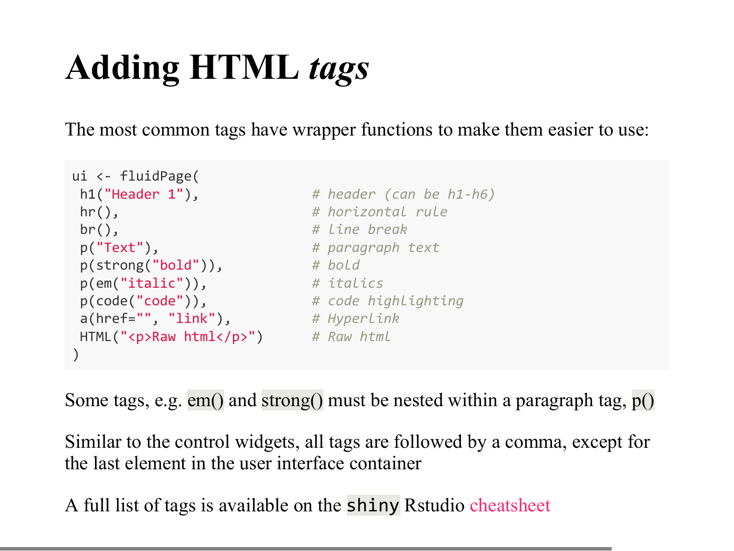# Adding HTML *tags*

The most common tags have wrapper functions to make them easier to use:

```
ui <- fluidPage(
 h1("Header 1"),             # header (can be h1-h6)
 hr(),                       # horizontal rule
 br(),                       # line break
 p("Text"),                  # paragraph text
 p(strong("bold")),          # bold
 p(em("italic")),            # italics
 p(code("code")),            # code highlighting
 a(href="", "link"),         # Hyperlink
 HTML("<p>Raw html</p>")     # Raw html
)
```

Some tags, e.g. `em()` and `strong()` must be nested within a paragraph tag, `p()`

Similar to the control widgets, all tags are followed by a comma, except for the last element in the user interface container

A full list of tags is available on the `shiny` Rstudio cheatsheet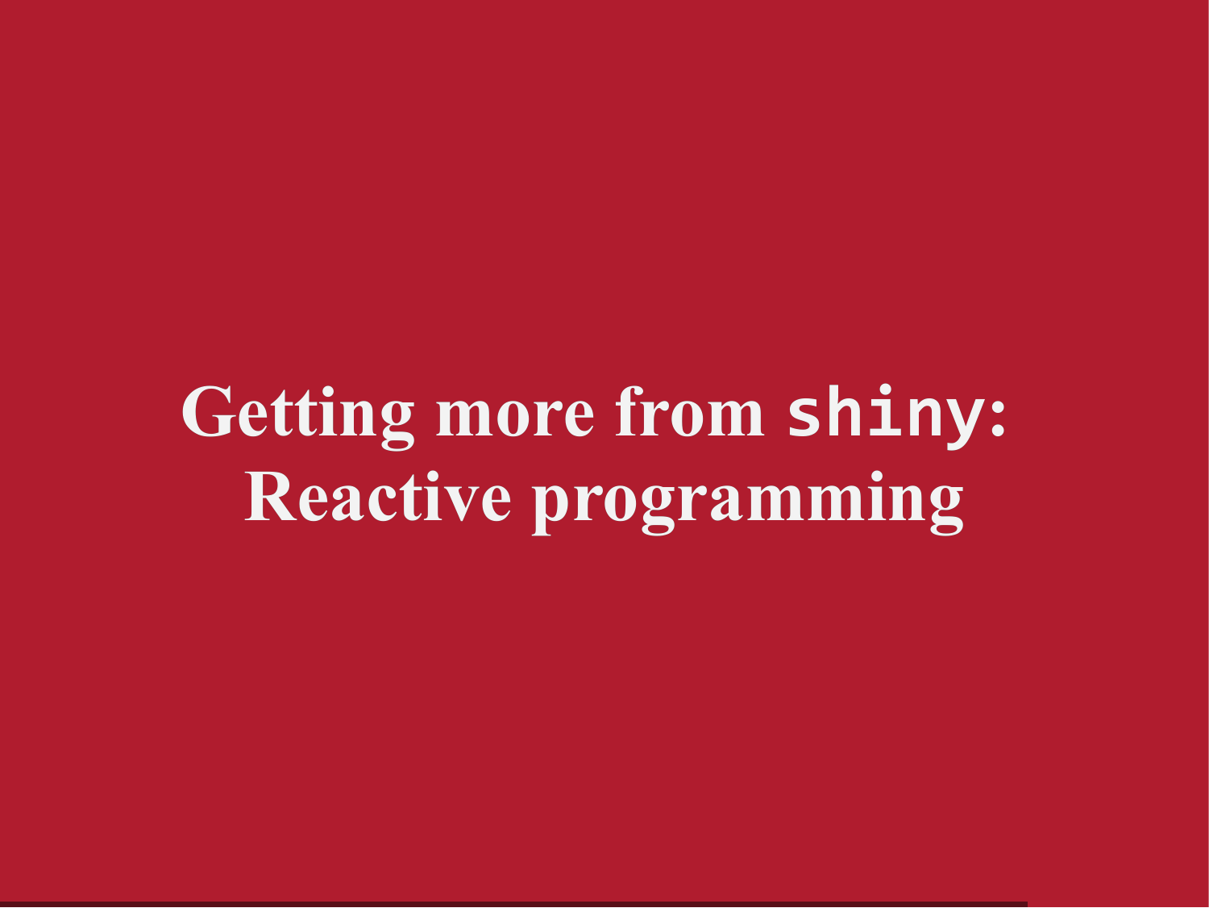# Getting more from `shiny`: Reactive programming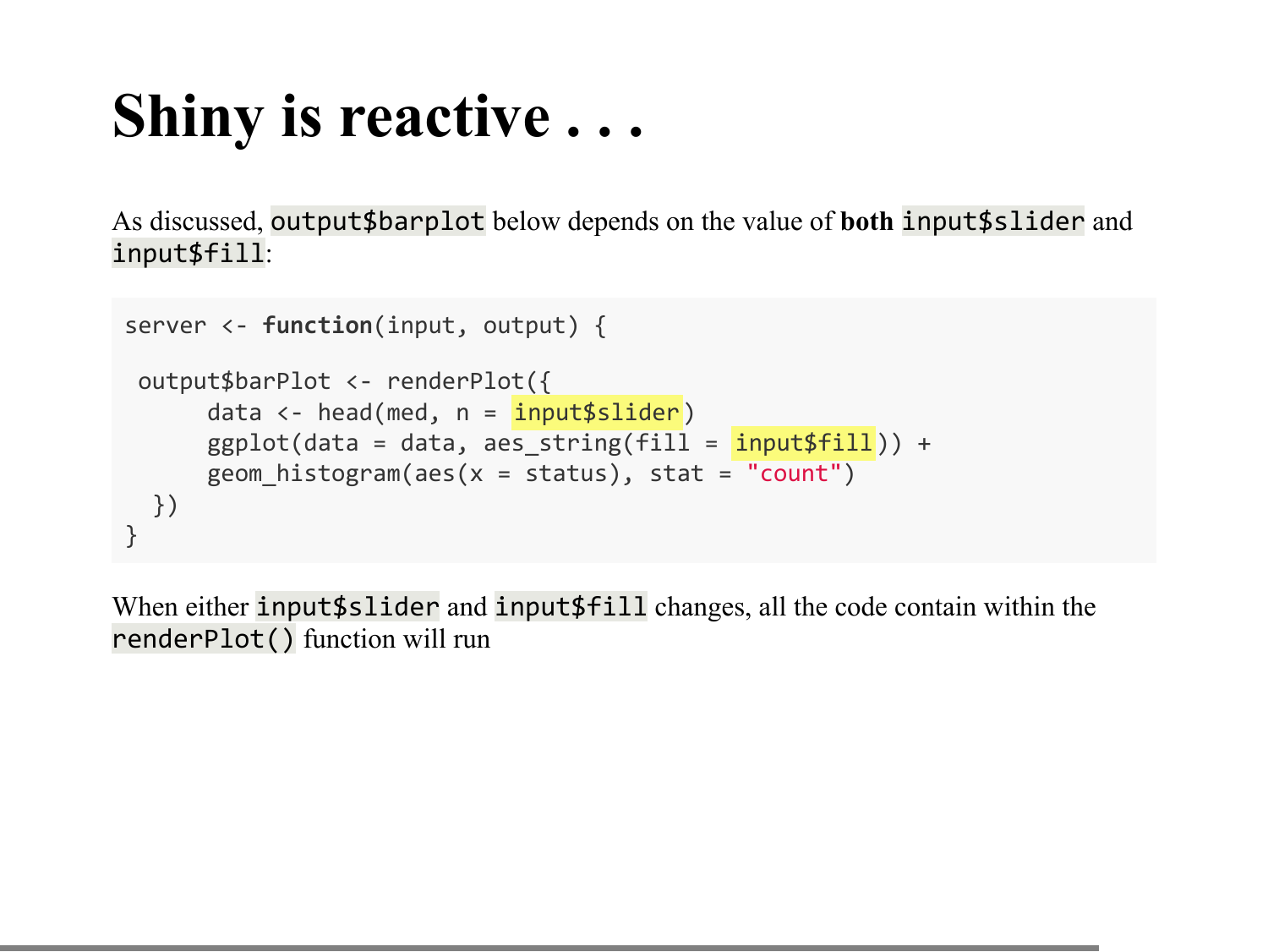# Shiny is reactive . . .

As discussed, `output$barplot` below depends on the value of **both** `input$slider` and `input$fill`:

```
server <- function(input, output) {

 output$barPlot <- renderPlot({
      data <- head(med, n = input$slider)
      ggplot(data = data, aes_string(fill = input$fill)) +
      geom_histogram(aes(x = status), stat = "count")
  })
}
```

When either `input$slider` and `input$fill` changes, all the code contain within the `renderPlot()` function will run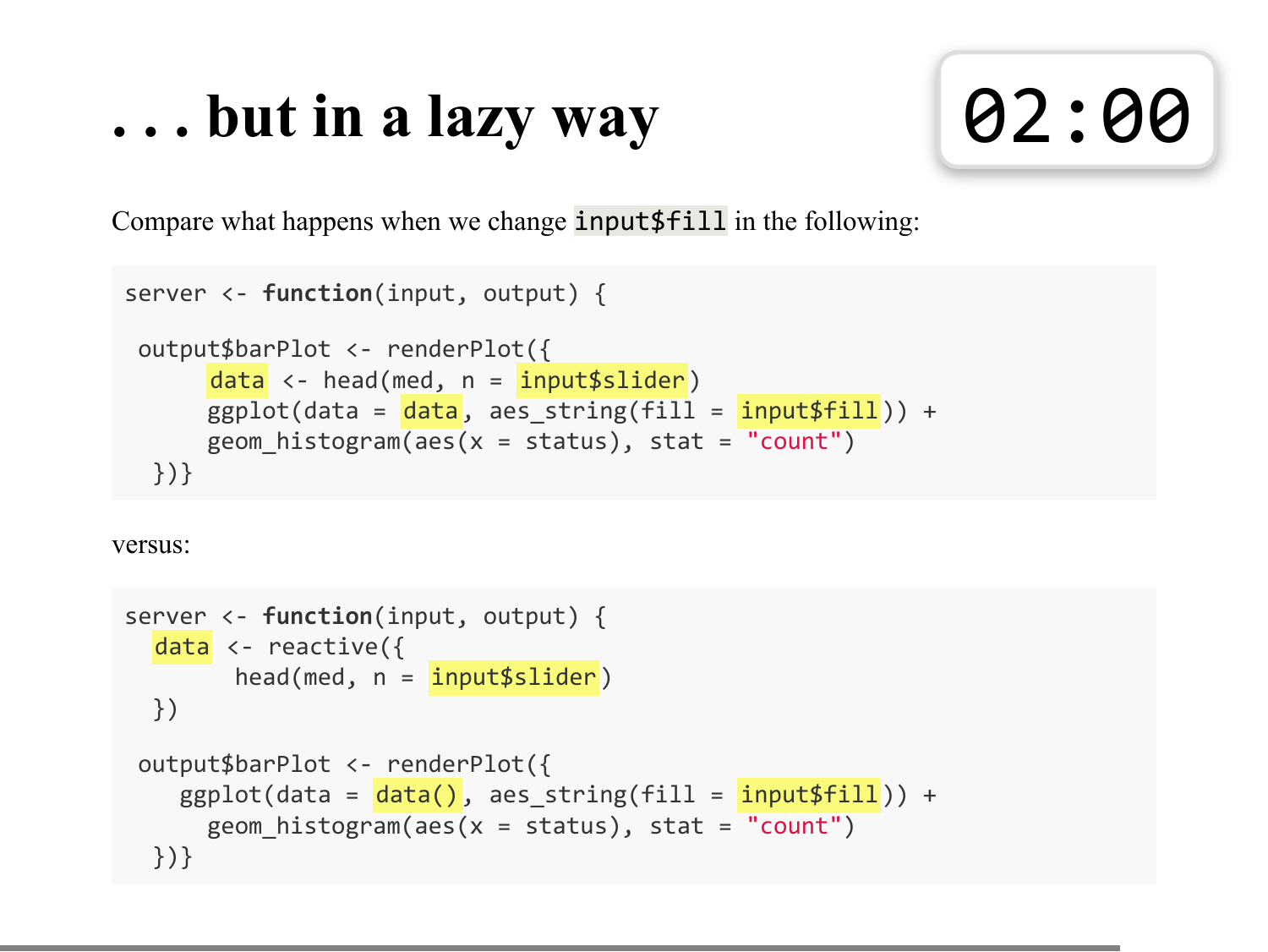# . . . but in a lazy way

02:00

Compare what happens when we change `input$fill` in the following:

```
server <- function(input, output) {

 output$barPlot <- renderPlot({
      data <- head(med, n = input$slider)
      ggplot(data = data, aes_string(fill = input$fill)) +
      geom_histogram(aes(x = status), stat = "count")
  })}
```

versus:

```
server <- function(input, output) {
  data <- reactive({
        head(med, n = input$slider)
  })

 output$barPlot <- renderPlot({
    ggplot(data = data(), aes_string(fill = input$fill)) +
      geom_histogram(aes(x = status), stat = "count")
  })}
```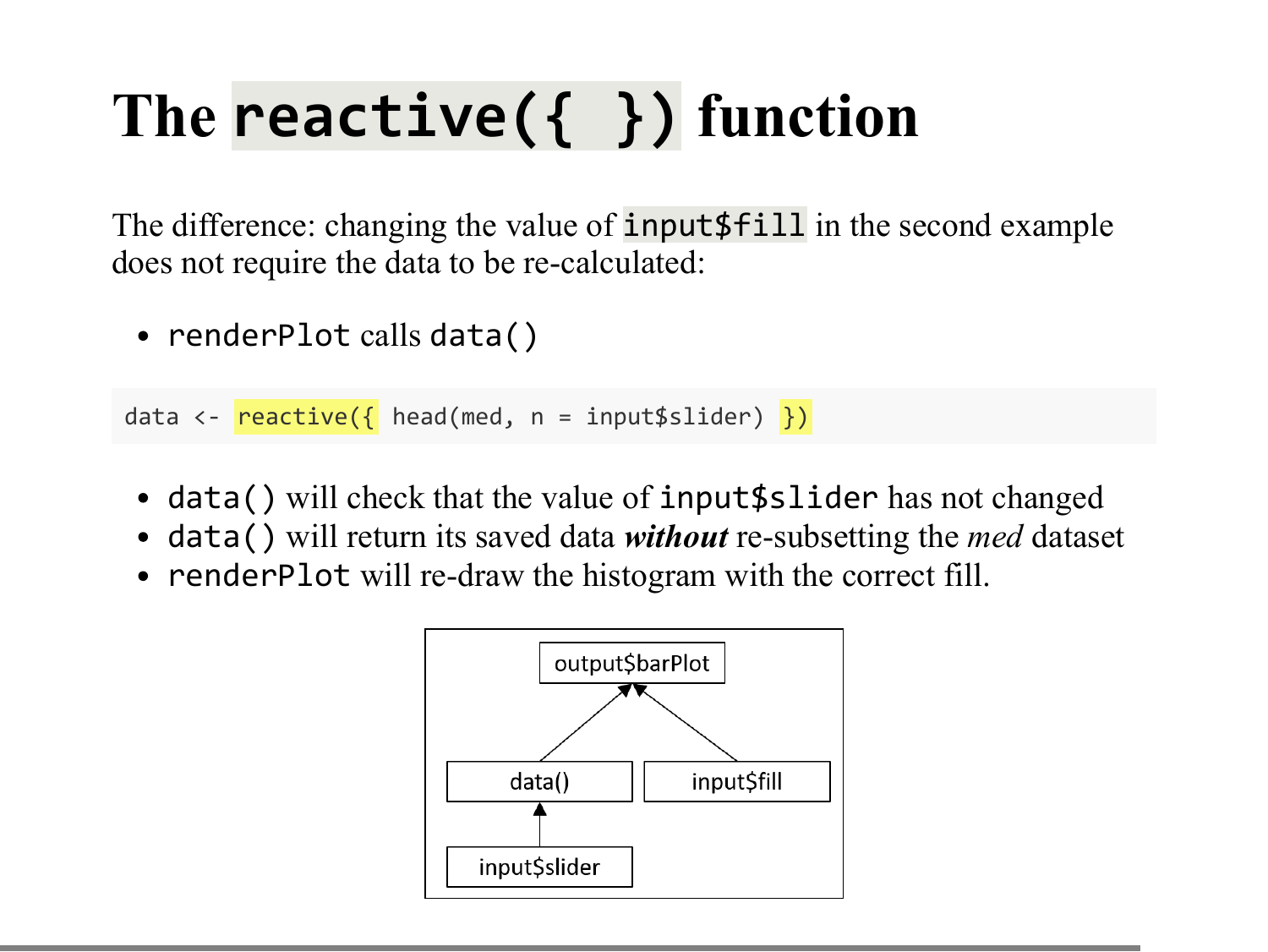# The `reactive({ })` function

The difference: changing the value of `input$fill` in the second example does not require the data to be re-calculated:

- `renderPlot` calls `data()`

```
data <- reactive({ head(med, n = input$slider) })
```

- `data()` will check that the value of `input$slider` has not changed
- `data()` will return its saved data ***without*** re-subsetting the *med* dataset
- `renderPlot` will re-draw the histogram with the correct fill.

output$barPlot

data()

input$fill

input$slider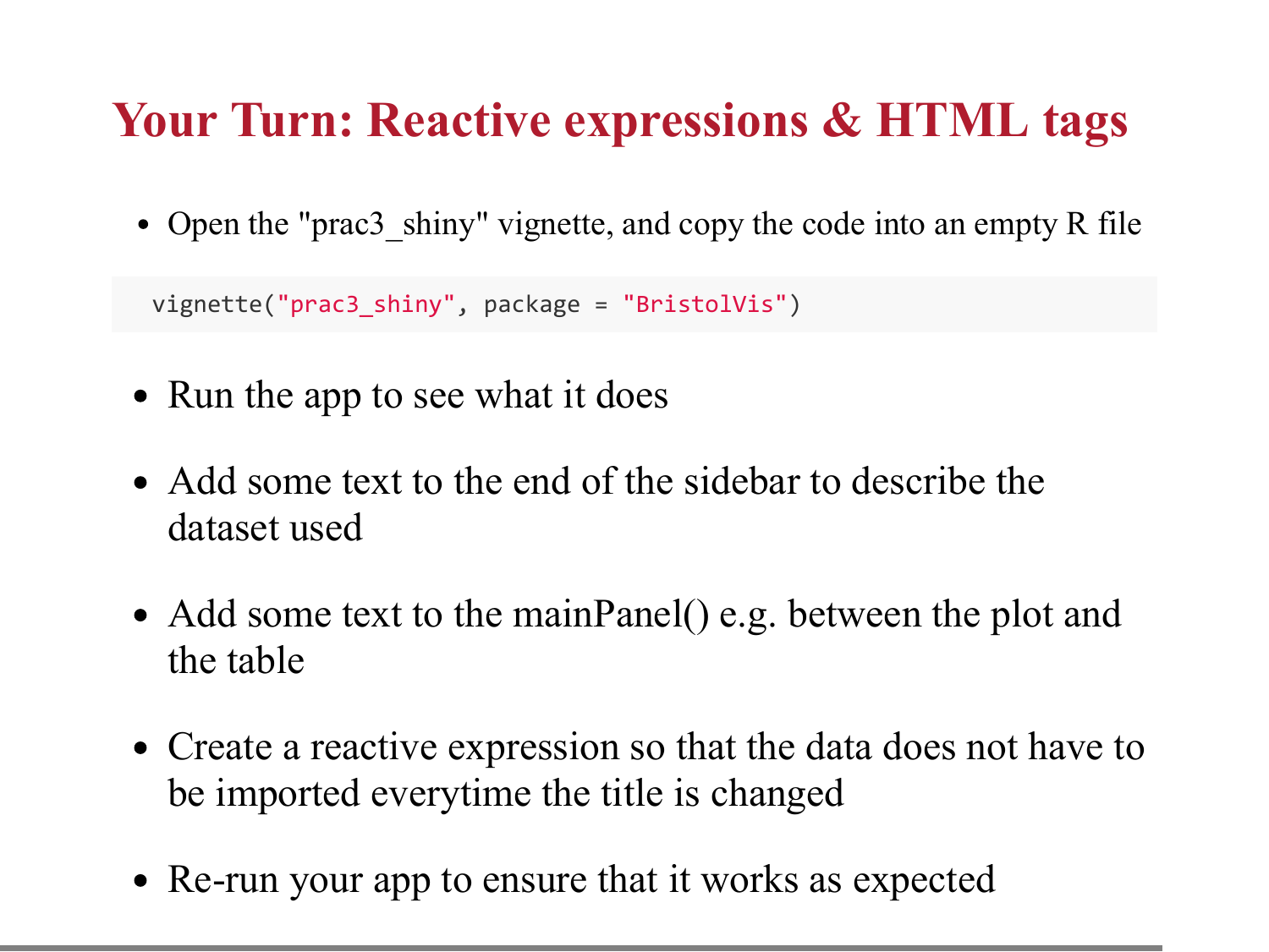# Your Turn: Reactive expressions & HTML tags

- Open the "prac3_shiny" vignette, and copy the code into an empty R file

```
vignette("prac3_shiny", package = "BristolVis")
```

- Run the app to see what it does
- Add some text to the end of the sidebar to describe the dataset used
- Add some text to the mainPanel() e.g. between the plot and the table
- Create a reactive expression so that the data does not have to be imported everytime the title is changed
- Re-run your app to ensure that it works as expected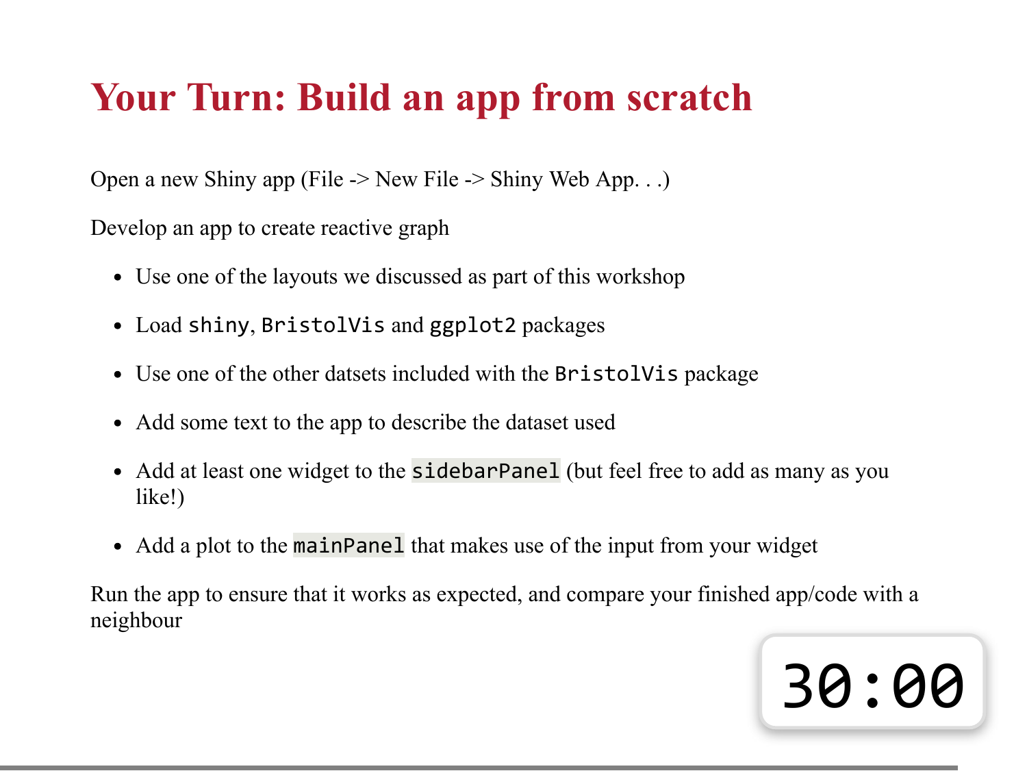# Your Turn: Build an app from scratch

Open a new Shiny app (File -> New File -> Shiny Web App. . .)

Develop an app to create reactive graph

- Use one of the layouts we discussed as part of this workshop
- Load `shiny`, `BristolVis` and `ggplot2` packages
- Use one of the other datsets included with the `BristolVis` package
- Add some text to the app to describe the dataset used
- Add at least one widget to the `sidebarPanel` (but feel free to add as many as you like!)
- Add a plot to the `mainPanel` that makes use of the input from your widget

Run the app to ensure that it works as expected, and compare your finished app/code with a neighbour

30:00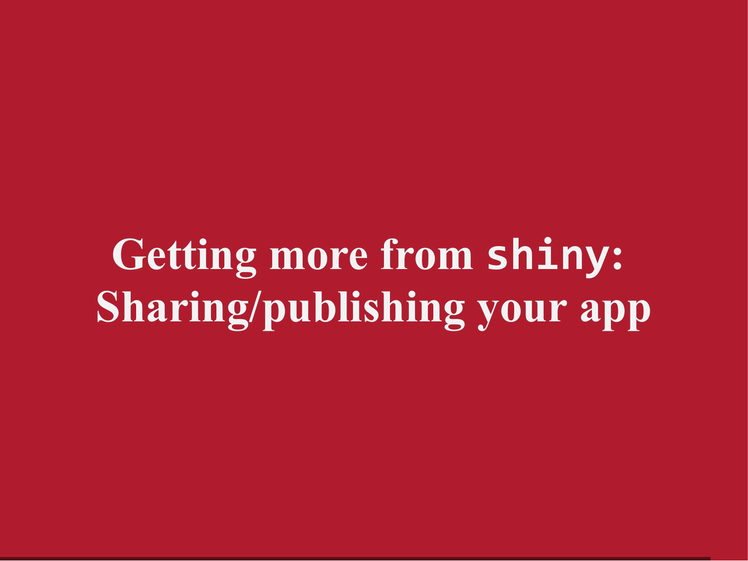# Getting more from `shiny`: Sharing/publishing your app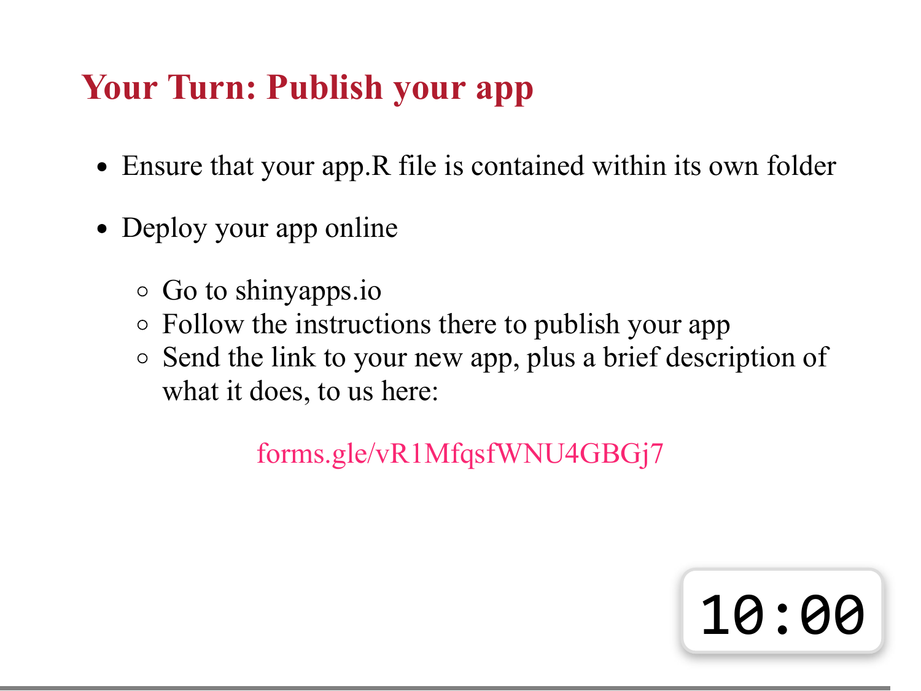## Your Turn: Publish your app

- Ensure that your app.R file is contained within its own folder
- Deploy your app online
  - Go to shinyapps.io
  - Follow the instructions there to publish your app
  - Send the link to your new app, plus a brief description of what it does, to us here:

forms.gle/vR1MfqsfWNU4GBGj7

10:00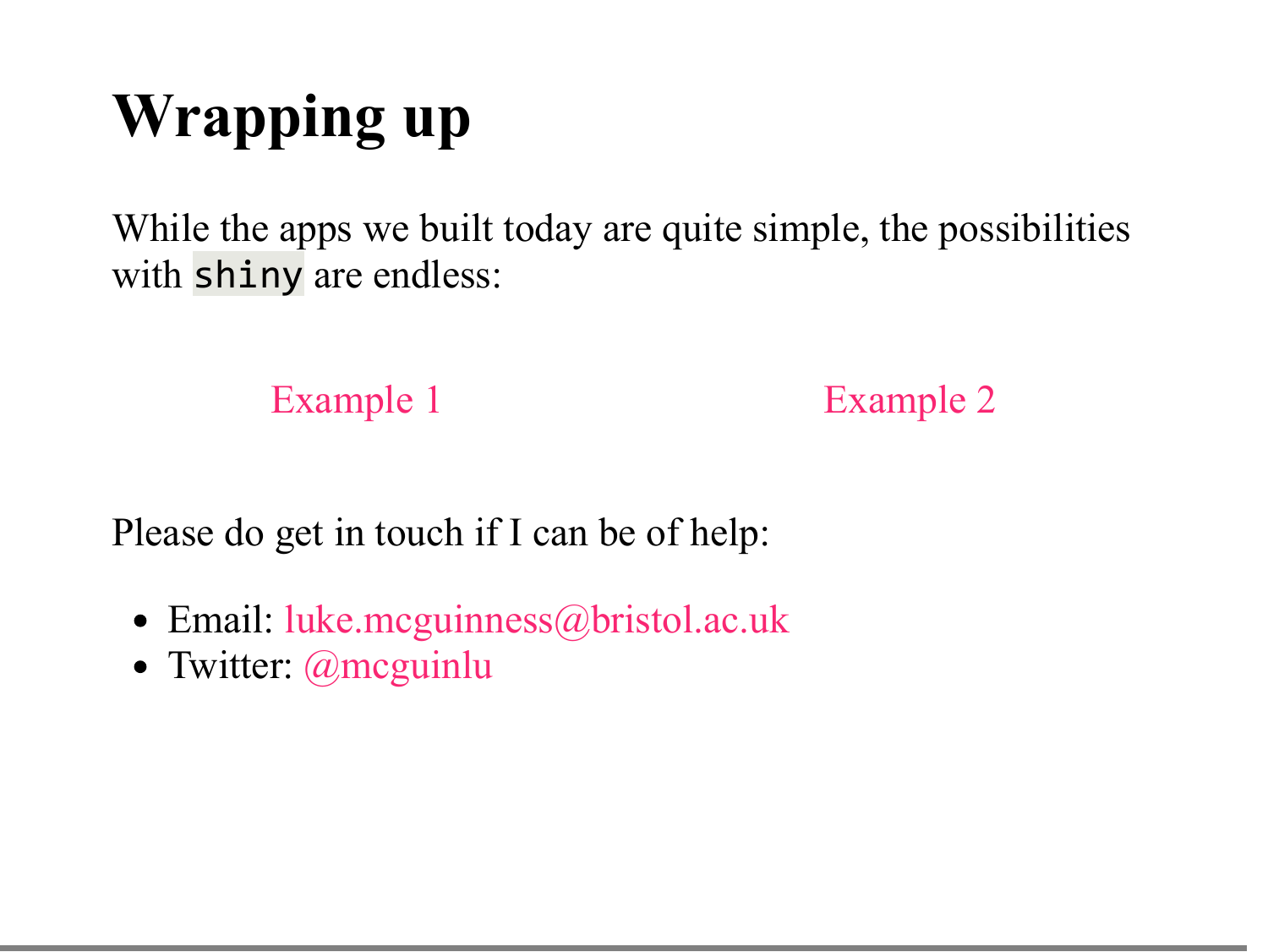# Wrapping up

While the apps we built today are quite simple, the possibilities with `shiny` are endless:

Example 1 Example 2

Please do get in touch if I can be of help:

- Email: luke.mcguinness@bristol.ac.uk
- Twitter: @mcguinlu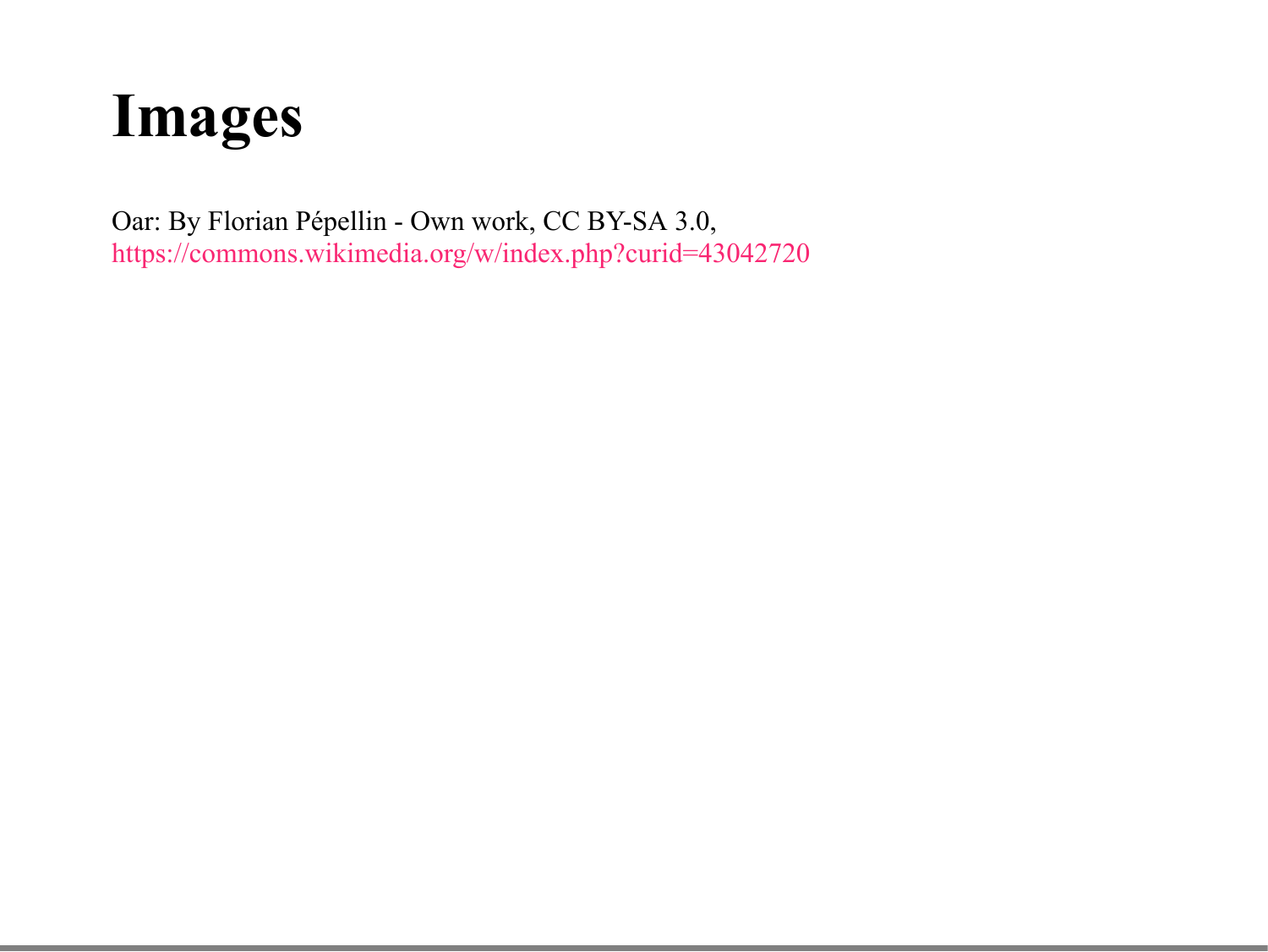# Images

Oar: By Florian Pépellin - Own work, CC BY-SA 3.0, https://commons.wikimedia.org/w/index.php?curid=43042720